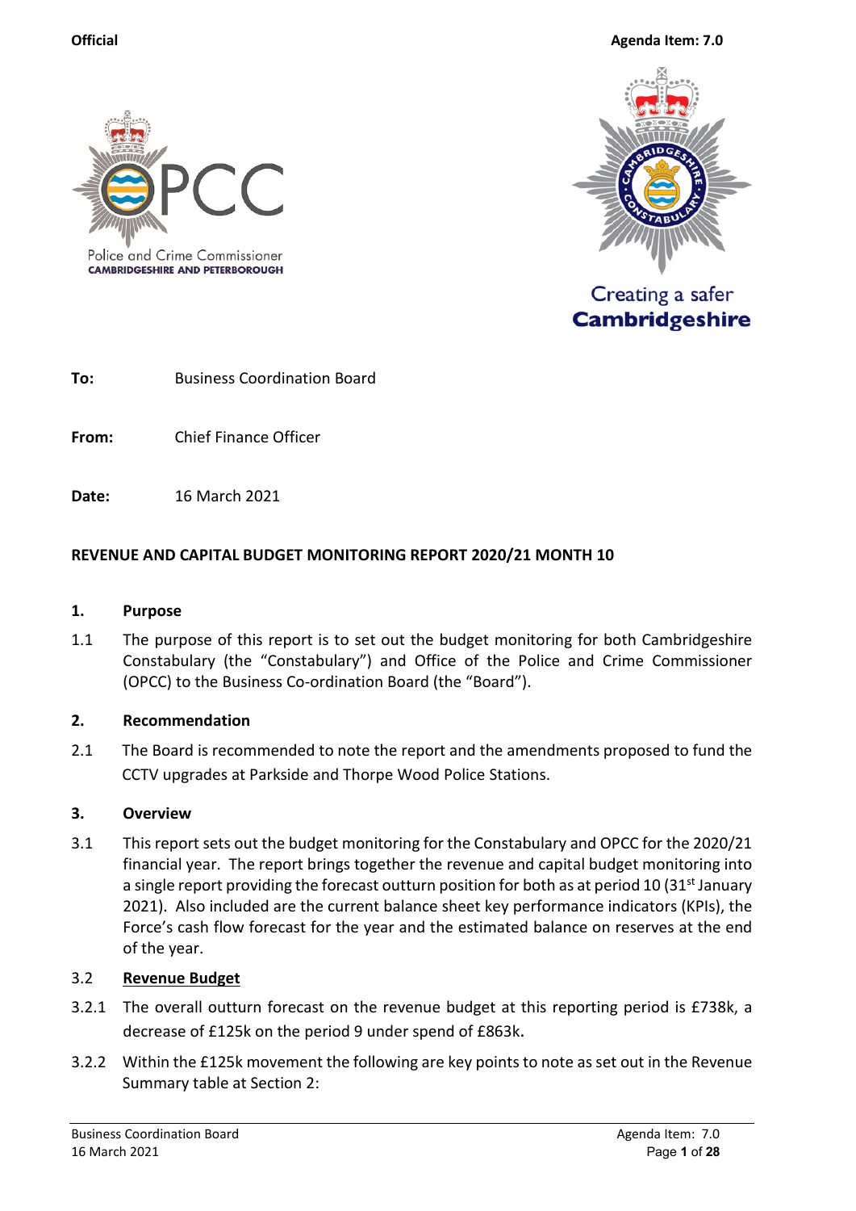Official

Agenda Item: 7.0

Police and Crime Commissioner
CAMBRIDGESHIRE AND PETERBOROUGH

Creating a safer
**Cambridgeshire**

**To:** Business Coordination Board

**From:** Chief Finance Officer

**Date:** 16 March 2021

**REVENUE AND CAPITAL BUDGET MONITORING REPORT 2020/21 MONTH 10**

## 1. Purpose

1.1 The purpose of this report is to set out the budget monitoring for both Cambridgeshire Constabulary (the "Constabulary") and Office of the Police and Crime Commissioner (OPCC) to the Business Co-ordination Board (the "Board").

## 2. Recommendation

2.1 The Board is recommended to note the report and the amendments proposed to fund the CCTV upgrades at Parkside and Thorpe Wood Police Stations.

## 3. Overview

3.1 This report sets out the budget monitoring for the Constabulary and OPCC for the 2020/21 financial year. The report brings together the revenue and capital budget monitoring into a single report providing the forecast outturn position for both as at period 10 (31st January 2021). Also included are the current balance sheet key performance indicators (KPIs), the Force's cash flow forecast for the year and the estimated balance on reserves at the end of the year.

3.2 **Revenue Budget**

3.2.1 The overall outturn forecast on the revenue budget at this reporting period is £738k, a decrease of £125k on the period 9 under spend of £863k.

3.2.2 Within the £125k movement the following are key points to note as set out in the Revenue Summary table at Section 2: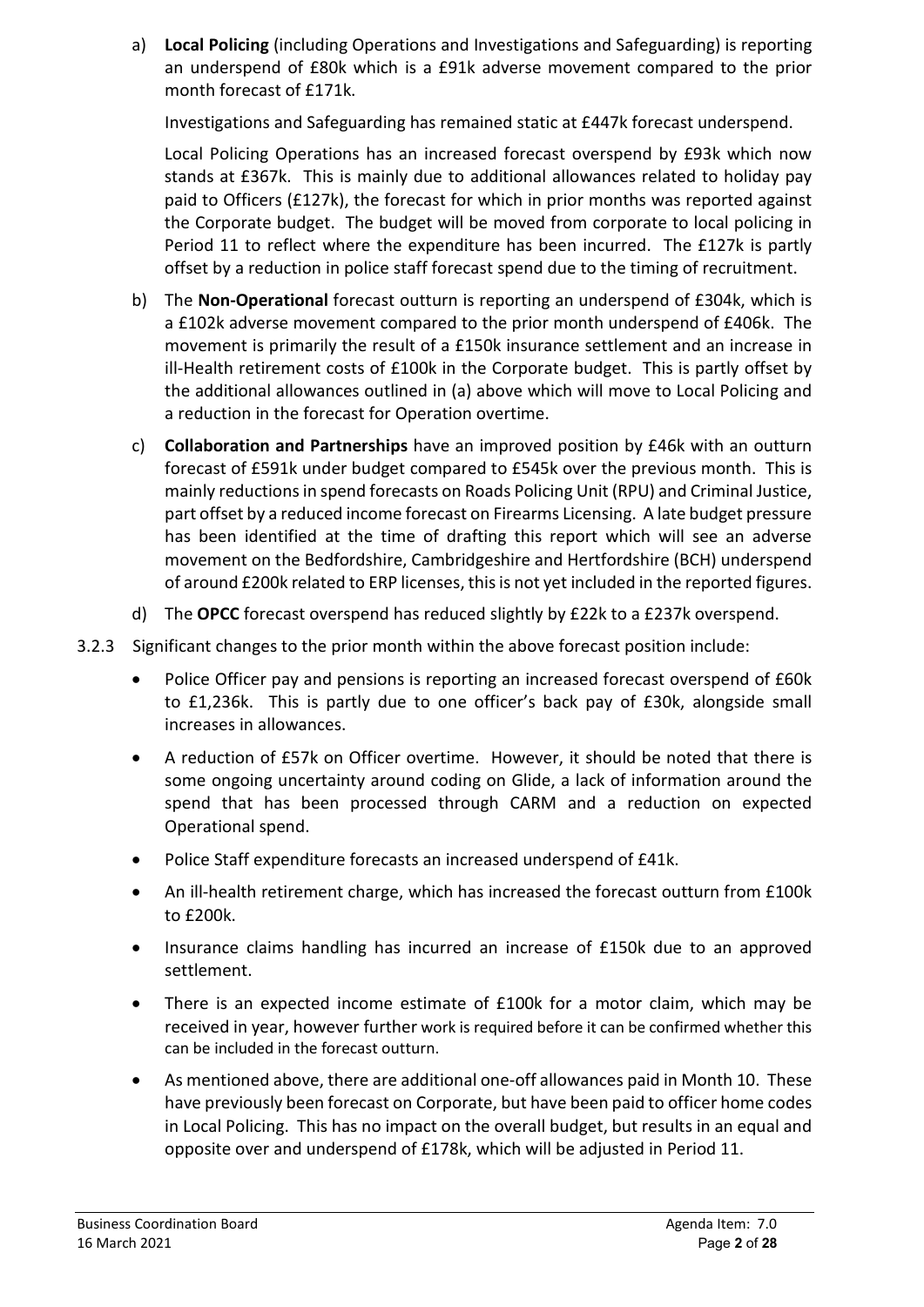a) **Local Policing** (including Operations and Investigations and Safeguarding) is reporting an underspend of £80k which is a £91k adverse movement compared to the prior month forecast of £171k.

   Investigations and Safeguarding has remained static at £447k forecast underspend.

   Local Policing Operations has an increased forecast overspend by £93k which now stands at £367k. This is mainly due to additional allowances related to holiday pay paid to Officers (£127k), the forecast for which in prior months was reported against the Corporate budget. The budget will be moved from corporate to local policing in Period 11 to reflect where the expenditure has been incurred. The £127k is partly offset by a reduction in police staff forecast spend due to the timing of recruitment.

b) The **Non-Operational** forecast outturn is reporting an underspend of £304k, which is a £102k adverse movement compared to the prior month underspend of £406k. The movement is primarily the result of a £150k insurance settlement and an increase in ill-Health retirement costs of £100k in the Corporate budget. This is partly offset by the additional allowances outlined in (a) above which will move to Local Policing and a reduction in the forecast for Operation overtime.

c) **Collaboration and Partnerships** have an improved position by £46k with an outturn forecast of £591k under budget compared to £545k over the previous month. This is mainly reductions in spend forecasts on Roads Policing Unit (RPU) and Criminal Justice, part offset by a reduced income forecast on Firearms Licensing. A late budget pressure has been identified at the time of drafting this report which will see an adverse movement on the Bedfordshire, Cambridgeshire and Hertfordshire (BCH) underspend of around £200k related to ERP licenses, this is not yet included in the reported figures.

d) The **OPCC** forecast overspend has reduced slightly by £22k to a £237k overspend.

3.2.3 Significant changes to the prior month within the above forecast position include:

- Police Officer pay and pensions is reporting an increased forecast overspend of £60k to £1,236k. This is partly due to one officer's back pay of £30k, alongside small increases in allowances.
- A reduction of £57k on Officer overtime. However, it should be noted that there is some ongoing uncertainty around coding on Glide, a lack of information around the spend that has been processed through CARM and a reduction on expected Operational spend.
- Police Staff expenditure forecasts an increased underspend of £41k.
- An ill-health retirement charge, which has increased the forecast outturn from £100k to £200k.
- Insurance claims handling has incurred an increase of £150k due to an approved settlement.
- There is an expected income estimate of £100k for a motor claim, which may be received in year, however further work is required before it can be confirmed whether this can be included in the forecast outturn.
- As mentioned above, there are additional one-off allowances paid in Month 10. These have previously been forecast on Corporate, but have been paid to officer home codes in Local Policing. This has no impact on the overall budget, but results in an equal and opposite over and underspend of £178k, which will be adjusted in Period 11.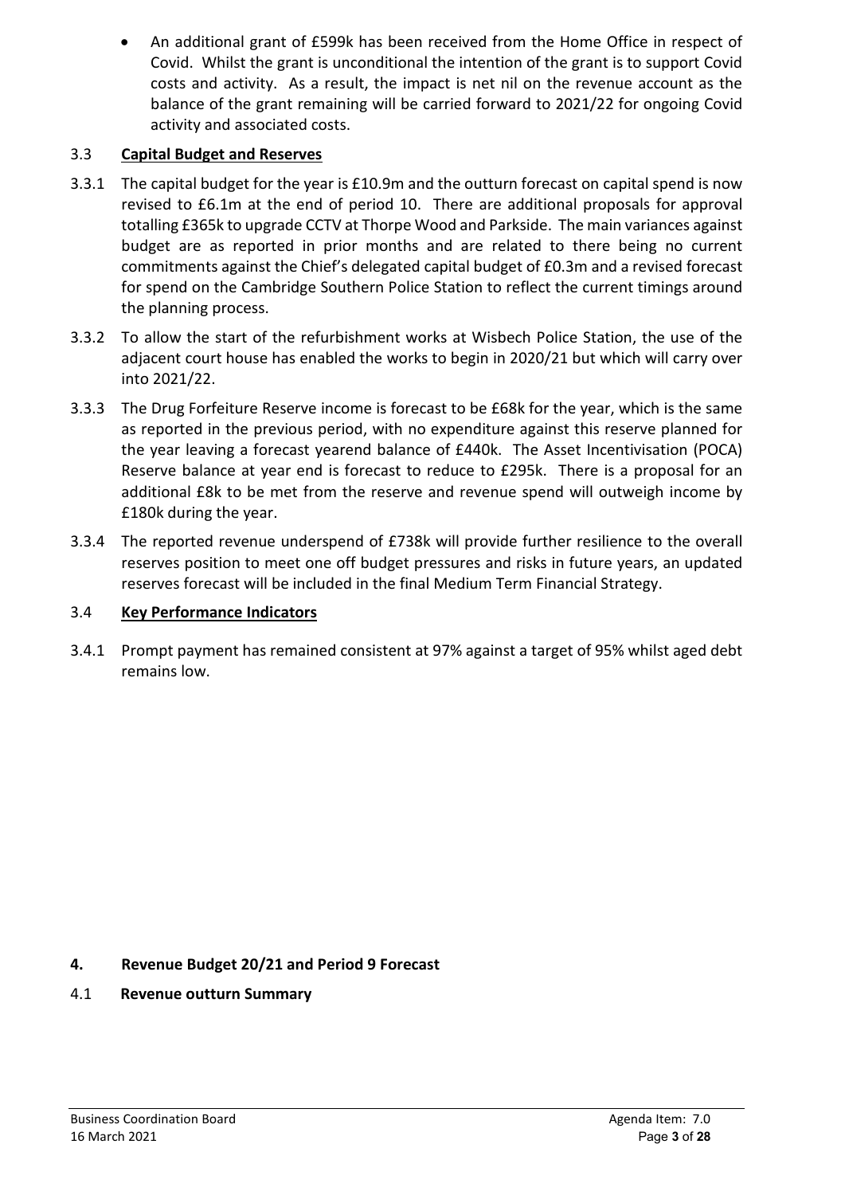- An additional grant of £599k has been received from the Home Office in respect of Covid. Whilst the grant is unconditional the intention of the grant is to support Covid costs and activity. As a result, the impact is net nil on the revenue account as the balance of the grant remaining will be carried forward to 2021/22 for ongoing Covid activity and associated costs.

### 3.3 Capital Budget and Reserves

3.3.1 The capital budget for the year is £10.9m and the outturn forecast on capital spend is now revised to £6.1m at the end of period 10. There are additional proposals for approval totalling £365k to upgrade CCTV at Thorpe Wood and Parkside. The main variances against budget are as reported in prior months and are related to there being no current commitments against the Chief's delegated capital budget of £0.3m and a revised forecast for spend on the Cambridge Southern Police Station to reflect the current timings around the planning process.

3.3.2 To allow the start of the refurbishment works at Wisbech Police Station, the use of the adjacent court house has enabled the works to begin in 2020/21 but which will carry over into 2021/22.

3.3.3 The Drug Forfeiture Reserve income is forecast to be £68k for the year, which is the same as reported in the previous period, with no expenditure against this reserve planned for the year leaving a forecast yearend balance of £440k. The Asset Incentivisation (POCA) Reserve balance at year end is forecast to reduce to £295k. There is a proposal for an additional £8k to be met from the reserve and revenue spend will outweigh income by £180k during the year.

3.3.4 The reported revenue underspend of £738k will provide further resilience to the overall reserves position to meet one off budget pressures and risks in future years, an updated reserves forecast will be included in the final Medium Term Financial Strategy.

### 3.4 Key Performance Indicators

3.4.1 Prompt payment has remained consistent at 97% against a target of 95% whilst aged debt remains low.

## 4. Revenue Budget 20/21 and Period 9 Forecast

### 4.1 Revenue outturn Summary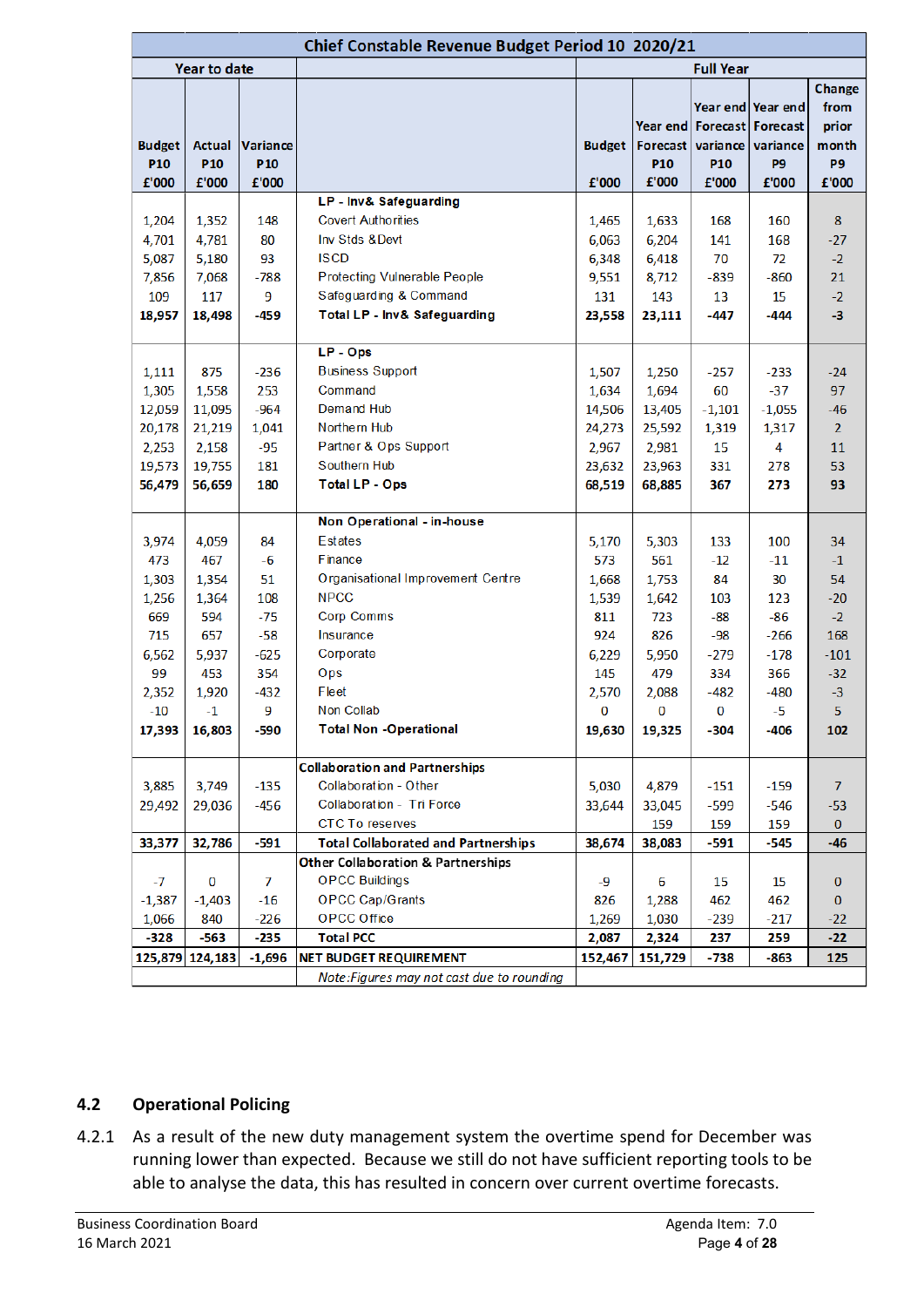| Chief Constable Revenue Budget Period 10 2020/21 | | | | | | | | |
|---|---|---|---|---|---|---|---|---|
| Year to date | | | | Full Year | | | | |
| Budget P10 £'000 | Actual P10 £'000 | Variance P10 £'000 | | Budget £'000 | Year end Forecast P10 £'000 | Year end Forecast variance P10 £'000 | Year end Forecast variance P9 £'000 | Change from prior month P9 £'000 |
| | | | **LP - Inv& Safeguarding** | | | | | |
| 1,204 | 1,352 | 148 | Covert Authorities | 1,465 | 1,633 | 168 | 160 | 8 |
| 4,701 | 4,781 | 80 | Inv Stds &Devt | 6,063 | 6,204 | 141 | 168 | -27 |
| 5,087 | 5,180 | 93 | ISCD | 6,348 | 6,418 | 70 | 72 | -2 |
| 7,856 | 7,068 | -788 | Protecting Vulnerable People | 9,551 | 8,712 | -839 | -860 | 21 |
| 109 | 117 | 9 | Safeguarding & Command | 131 | 143 | 13 | 15 | -2 |
| **18,957** | **18,498** | **-459** | **Total LP - Inv& Safeguarding** | **23,558** | **23,111** | **-447** | **-444** | **-3** |
| | | | **LP - Ops** | | | | | |
| 1,111 | 875 | -236 | Business Support | 1,507 | 1,250 | -257 | -233 | -24 |
| 1,305 | 1,558 | 253 | Command | 1,634 | 1,694 | 60 | -37 | 97 |
| 12,059 | 11,095 | -964 | Demand Hub | 14,506 | 13,405 | -1,101 | -1,055 | -46 |
| 20,178 | 21,219 | 1,041 | Northern Hub | 24,273 | 25,592 | 1,319 | 1,317 | 2 |
| 2,253 | 2,158 | -95 | Partner & Ops Support | 2,967 | 2,981 | 15 | 4 | 11 |
| 19,573 | 19,755 | 181 | Southern Hub | 23,632 | 23,963 | 331 | 278 | 53 |
| **56,479** | **56,659** | **180** | **Total LP - Ops** | **68,519** | **68,885** | **367** | **273** | **93** |
| | | | **Non Operational - in-house** | | | | | |
| 3,974 | 4,059 | 84 | Estates | 5,170 | 5,303 | 133 | 100 | 34 |
| 473 | 467 | -6 | Finance | 573 | 561 | -12 | -11 | -1 |
| 1,303 | 1,354 | 51 | Organisational Improvement Centre | 1,668 | 1,753 | 84 | 30 | 54 |
| 1,256 | 1,364 | 108 | NPCC | 1,539 | 1,642 | 103 | 123 | -20 |
| 669 | 594 | -75 | Corp Comms | 811 | 723 | -88 | -86 | -2 |
| 715 | 657 | -58 | Insurance | 924 | 826 | -98 | -266 | 168 |
| 6,562 | 5,937 | -625 | Corporate | 6,229 | 5,950 | -279 | -178 | -101 |
| 99 | 453 | 354 | Ops | 145 | 479 | 334 | 366 | -32 |
| 2,352 | 1,920 | -432 | Fleet | 2,570 | 2,088 | -482 | -480 | -3 |
| -10 | -1 | 9 | Non Collab | 0 | 0 | 0 | -5 | 5 |
| **17,393** | **16,803** | **-590** | **Total Non -Operational** | **19,630** | **19,325** | **-304** | **-406** | **102** |
| | | | **Collaboration and Partnerships** | | | | | |
| 3,885 | 3,749 | -135 | Collaboration - Other | 5,030 | 4,879 | -151 | -159 | 7 |
| 29,492 | 29,036 | -456 | Collaboration - Tri Force | 33,644 | 33,045 | -599 | -546 | -53 |
| | | | CTC To reserves | | 159 | 159 | 159 | 0 |
| **33,377** | **32,786** | **-591** | **Total Collaborated and Partnerships** | **38,674** | **38,083** | **-591** | **-545** | **-46** |
| | | | **Other Collaboration & Partnerships** | | | | | |
| -7 | 0 | 7 | OPCC Buildings | -9 | 6 | 15 | 15 | 0 |
| -1,387 | -1,403 | -16 | OPCC Cap/Grants | 826 | 1,288 | 462 | 462 | 0 |
| 1,066 | 840 | -226 | OPCC Office | 1,269 | 1,030 | -239 | -217 | -22 |
| **-328** | **-563** | **-235** | **Total PCC** | **2,087** | **2,324** | **237** | **259** | **-22** |
| **125,879** | **124,183** | **-1,696** | **NET BUDGET REQUIREMENT** | **152,467** | **151,729** | **-738** | **-863** | **125** |
| | | | *Note:Figures may not cast due to rounding* | | | | | |

### 4.2 Operational Policing

4.2.1 As a result of the new duty management system the overtime spend for December was running lower than expected. Because we still do not have sufficient reporting tools to be able to analyse the data, this has resulted in concern over current overtime forecasts.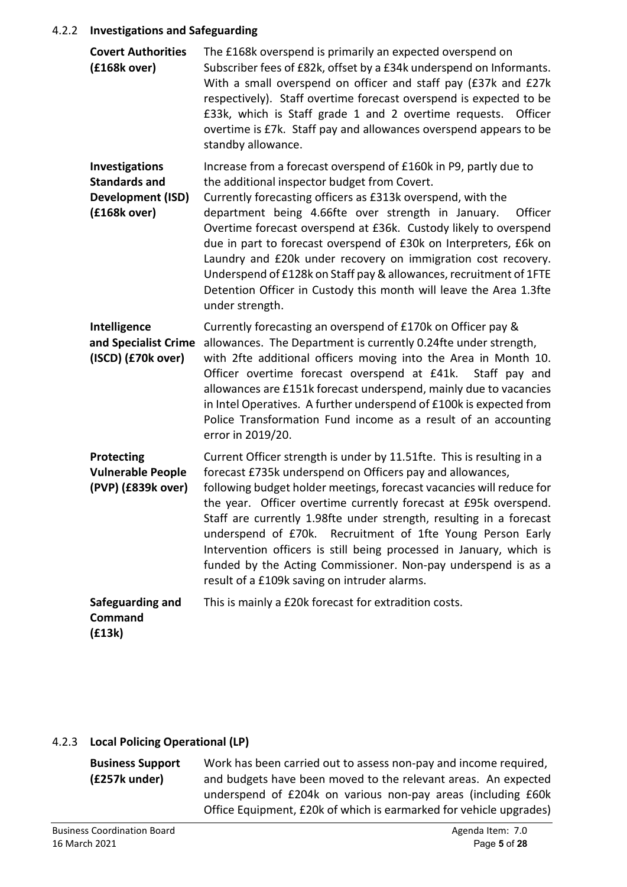### 4.2.2 **Investigations and Safeguarding**

| | |
|---|---|
| **Covert Authorities (£168k over)** | The £168k overspend is primarily an expected overspend on Subscriber fees of £82k, offset by a £34k underspend on Informants. With a small overspend on officer and staff pay (£37k and £27k respectively). Staff overtime forecast overspend is expected to be £33k, which is Staff grade 1 and 2 overtime requests. Officer overtime is £7k. Staff pay and allowances overspend appears to be standby allowance. |
| **Investigations Standards and Development (ISD) (£168k over)** | Increase from a forecast overspend of £160k in P9, partly due to the additional inspector budget from Covert. Currently forecasting officers as £313k overspend, with the department being 4.66fte over strength in January. Officer Overtime forecast overspend at £36k. Custody likely to overspend due in part to forecast overspend of £30k on Interpreters, £6k on Laundry and £20k under recovery on immigration cost recovery. Underspend of £128k on Staff pay & allowances, recruitment of 1FTE Detention Officer in Custody this month will leave the Area 1.3fte under strength. |
| **Intelligence and Specialist Crime (ISCD) (£70k over)** | Currently forecasting an overspend of £170k on Officer pay & allowances. The Department is currently 0.24fte under strength, with 2fte additional officers moving into the Area in Month 10. Officer overtime forecast overspend at £41k. Staff pay and allowances are £151k forecast underspend, mainly due to vacancies in Intel Operatives. A further underspend of £100k is expected from Police Transformation Fund income as a result of an accounting error in 2019/20. |
| **Protecting Vulnerable People (PVP) (£839k over)** | Current Officer strength is under by 11.51fte. This is resulting in a forecast £735k underspend on Officers pay and allowances, following budget holder meetings, forecast vacancies will reduce for the year. Officer overtime currently forecast at £95k overspend. Staff are currently 1.98fte under strength, resulting in a forecast underspend of £70k. Recruitment of 1fte Young Person Early Intervention officers is still being processed in January, which is funded by the Acting Commissioner. Non-pay underspend is as a result of a £109k saving on intruder alarms. |
| **Safeguarding and Command (£13k)** | This is mainly a £20k forecast for extradition costs. |

### 4.2.3 **Local Policing Operational (LP)**

| | |
|---|---|
| **Business Support (£257k under)** | Work has been carried out to assess non-pay and income required, and budgets have been moved to the relevant areas. An expected underspend of £204k on various non-pay areas (including £60k Office Equipment, £20k of which is earmarked for vehicle upgrades) |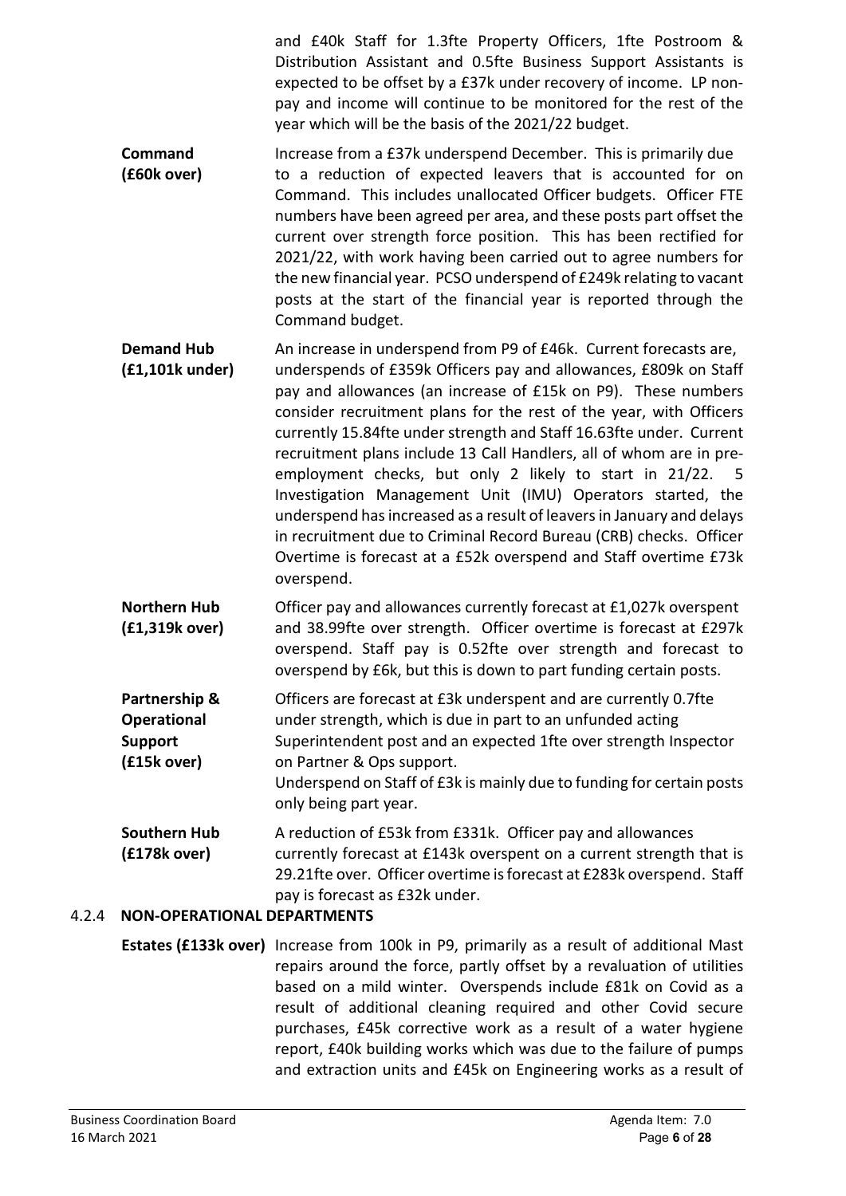and £40k Staff for 1.3fte Property Officers, 1fte Postroom & Distribution Assistant and 0.5fte Business Support Assistants is expected to be offset by a £37k under recovery of income. LP non-pay and income will continue to be monitored for the rest of the year which will be the basis of the 2021/22 budget.

**Command (£60k over)**

Increase from a £37k underspend December. This is primarily due to a reduction of expected leavers that is accounted for on Command. This includes unallocated Officer budgets. Officer FTE numbers have been agreed per area, and these posts part offset the current over strength force position. This has been rectified for 2021/22, with work having been carried out to agree numbers for the new financial year. PCSO underspend of £249k relating to vacant posts at the start of the financial year is reported through the Command budget.

**Demand Hub (£1,101k under)**

An increase in underspend from P9 of £46k. Current forecasts are, underspends of £359k Officers pay and allowances, £809k on Staff pay and allowances (an increase of £15k on P9). These numbers consider recruitment plans for the rest of the year, with Officers currently 15.84fte under strength and Staff 16.63fte under. Current recruitment plans include 13 Call Handlers, all of whom are in pre-employment checks, but only 2 likely to start in 21/22. 5 Investigation Management Unit (IMU) Operators started, the underspend has increased as a result of leavers in January and delays in recruitment due to Criminal Record Bureau (CRB) checks. Officer Overtime is forecast at a £52k overspend and Staff overtime £73k overspend.

**Northern Hub (£1,319k over)**

Officer pay and allowances currently forecast at £1,027k overspent and 38.99fte over strength. Officer overtime is forecast at £297k overspend. Staff pay is 0.52fte over strength and forecast to overspend by £6k, but this is down to part funding certain posts.

**Partnership & Operational Support (£15k over)**

Officers are forecast at £3k underspent and are currently 0.7fte under strength, which is due in part to an unfunded acting Superintendent post and an expected 1fte over strength Inspector on Partner & Ops support.
Underspend on Staff of £3k is mainly due to funding for certain posts only being part year.

**Southern Hub (£178k over)**

A reduction of £53k from £331k. Officer pay and allowances currently forecast at £143k overspent on a current strength that is 29.21fte over. Officer overtime is forecast at £283k overspend. Staff pay is forecast as £32k under.

### 4.2.4 NON-OPERATIONAL DEPARTMENTS

**Estates (£133k over)** Increase from 100k in P9, primarily as a result of additional Mast repairs around the force, partly offset by a revaluation of utilities based on a mild winter. Overspends include £81k on Covid as a result of additional cleaning required and other Covid secure purchases, £45k corrective work as a result of a water hygiene report, £40k building works which was due to the failure of pumps and extraction units and £45k on Engineering works as a result of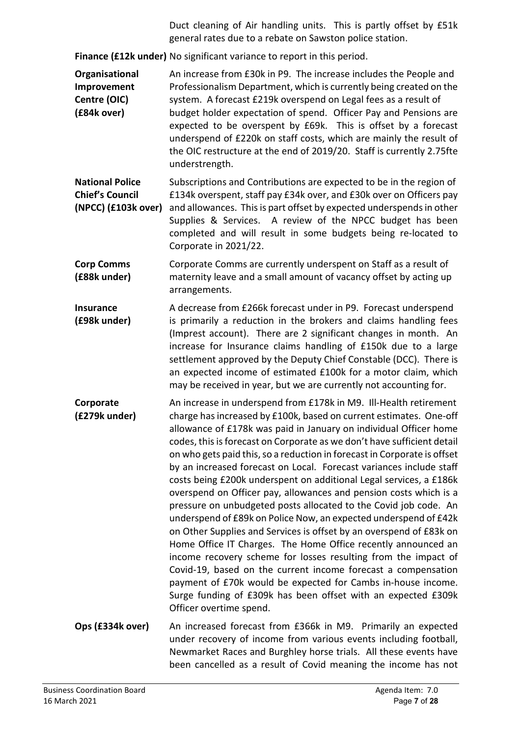Duct cleaning of Air handling units. This is partly offset by £51k general rates due to a rebate on Sawston police station.

**Finance (£12k under)** No significant variance to report in this period.

**Organisational Improvement Centre (OIC) (£84k over)** An increase from £30k in P9. The increase includes the People and Professionalism Department, which is currently being created on the system. A forecast £219k overspend on Legal fees as a result of budget holder expectation of spend. Officer Pay and Pensions are expected to be overspent by £69k. This is offset by a forecast underspend of £220k on staff costs, which are mainly the result of the OIC restructure at the end of 2019/20. Staff is currently 2.75fte understrength.

**National Police Chief's Council (NPCC) (£103k over)** Subscriptions and Contributions are expected to be in the region of £134k overspent, staff pay £34k over, and £30k over on Officers pay and allowances. This is part offset by expected underspends in other Supplies & Services. A review of the NPCC budget has been completed and will result in some budgets being re-located to Corporate in 2021/22.

**Corp Comms (£88k under)** Corporate Comms are currently underspent on Staff as a result of maternity leave and a small amount of vacancy offset by acting up arrangements.

**Insurance (£98k under)** A decrease from £266k forecast under in P9. Forecast underspend is primarily a reduction in the brokers and claims handling fees (Imprest account). There are 2 significant changes in month. An increase for Insurance claims handling of £150k due to a large settlement approved by the Deputy Chief Constable (DCC). There is an expected income of estimated £100k for a motor claim, which may be received in year, but we are currently not accounting for.

**Corporate (£279k under)** An increase in underspend from £178k in M9. Ill-Health retirement charge has increased by £100k, based on current estimates. One-off allowance of £178k was paid in January on individual Officer home codes, this is forecast on Corporate as we don't have sufficient detail on who gets paid this, so a reduction in forecast in Corporate is offset by an increased forecast on Local. Forecast variances include staff costs being £200k underspent on additional Legal services, a £186k overspend on Officer pay, allowances and pension costs which is a pressure on unbudgeted posts allocated to the Covid job code. An underspend of £89k on Police Now, an expected underspend of £42k on Other Supplies and Services is offset by an overspend of £83k on Home Office IT Charges. The Home Office recently announced an income recovery scheme for losses resulting from the impact of Covid-19, based on the current income forecast a compensation payment of £70k would be expected for Cambs in-house income. Surge funding of £309k has been offset with an expected £309k Officer overtime spend.

**Ops (£334k over)** An increased forecast from £366k in M9. Primarily an expected under recovery of income from various events including football, Newmarket Races and Burghley horse trials. All these events have been cancelled as a result of Covid meaning the income has not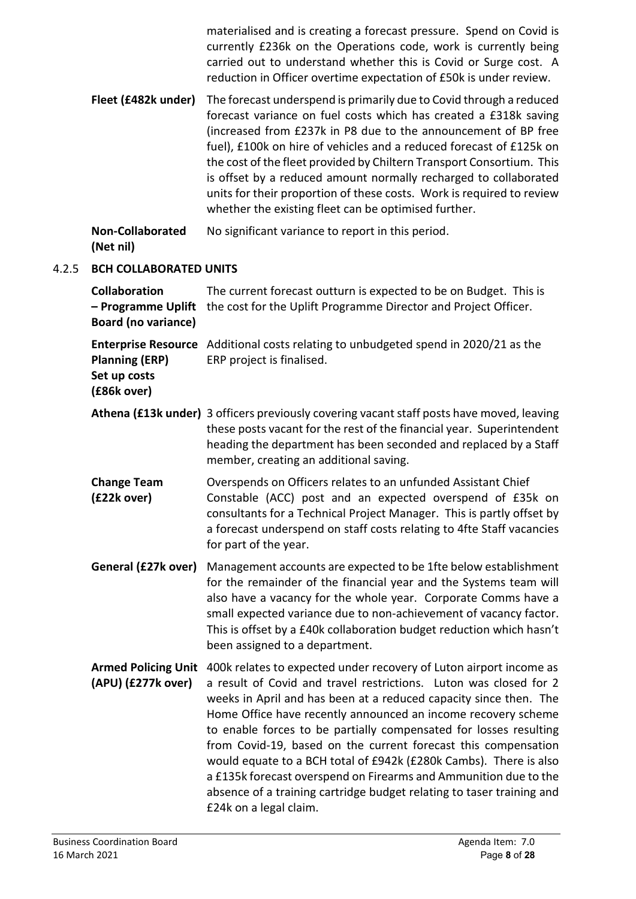materialised and is creating a forecast pressure. Spend on Covid is currently £236k on the Operations code, work is currently being carried out to understand whether this is Covid or Surge cost. A reduction in Officer overtime expectation of £50k is under review.

**Fleet (£482k under)** The forecast underspend is primarily due to Covid through a reduced forecast variance on fuel costs which has created a £318k saving (increased from £237k in P8 due to the announcement of BP free fuel), £100k on hire of vehicles and a reduced forecast of £125k on the cost of the fleet provided by Chiltern Transport Consortium. This is offset by a reduced amount normally recharged to collaborated units for their proportion of these costs. Work is required to review whether the existing fleet can be optimised further.

**Non-Collaborated (Net nil)** No significant variance to report in this period.

### 4.2.5 BCH COLLABORATED UNITS

**Collaboration – Programme Uplift Board (no variance)** The current forecast outturn is expected to be on Budget. This is the cost for the Uplift Programme Director and Project Officer.

**Enterprise Resource Planning (ERP) Set up costs (£86k over)** Additional costs relating to unbudgeted spend in 2020/21 as the ERP project is finalised.

**Athena (£13k under)** 3 officers previously covering vacant staff posts have moved, leaving these posts vacant for the rest of the financial year. Superintendent heading the department has been seconded and replaced by a Staff member, creating an additional saving.

**Change Team (£22k over)** Overspends on Officers relates to an unfunded Assistant Chief Constable (ACC) post and an expected overspend of £35k on consultants for a Technical Project Manager. This is partly offset by a forecast underspend on staff costs relating to 4fte Staff vacancies for part of the year.

**General (£27k over)** Management accounts are expected to be 1fte below establishment for the remainder of the financial year and the Systems team will also have a vacancy for the whole year. Corporate Comms have a small expected variance due to non-achievement of vacancy factor. This is offset by a £40k collaboration budget reduction which hasn't been assigned to a department.

**Armed Policing Unit (APU) (£277k over)** 400k relates to expected under recovery of Luton airport income as a result of Covid and travel restrictions. Luton was closed for 2 weeks in April and has been at a reduced capacity since then. The Home Office have recently announced an income recovery scheme to enable forces to be partially compensated for losses resulting from Covid-19, based on the current forecast this compensation would equate to a BCH total of £942k (£280k Cambs). There is also a £135k forecast overspend on Firearms and Ammunition due to the absence of a training cartridge budget relating to taser training and £24k on a legal claim.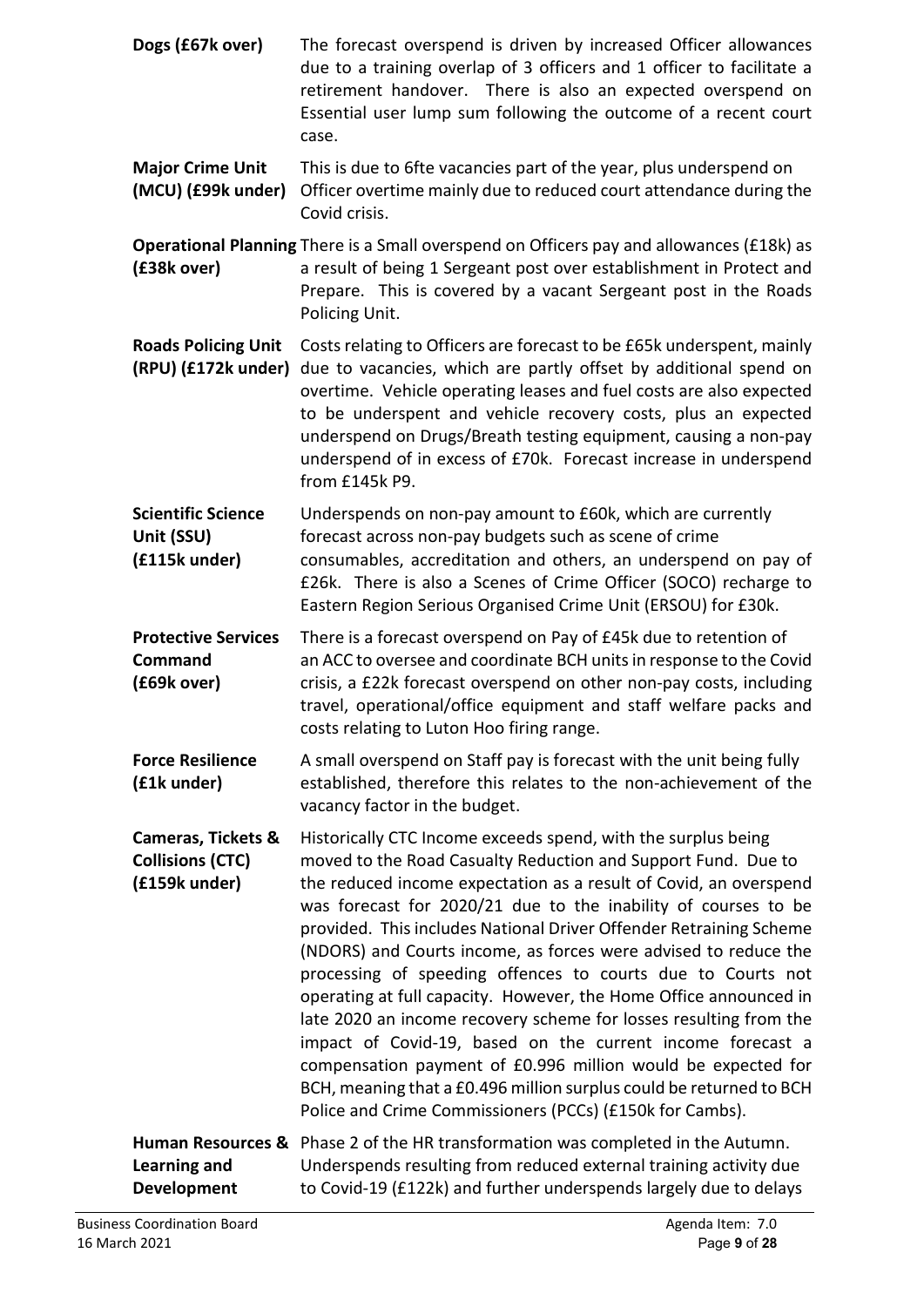**Dogs (£67k over)** The forecast overspend is driven by increased Officer allowances due to a training overlap of 3 officers and 1 officer to facilitate a retirement handover. There is also an expected overspend on Essential user lump sum following the outcome of a recent court case.

**Major Crime Unit (MCU) (£99k under)** This is due to 6fte vacancies part of the year, plus underspend on Officer overtime mainly due to reduced court attendance during the Covid crisis.

**Operational Planning (£38k over)** There is a Small overspend on Officers pay and allowances (£18k) as a result of being 1 Sergeant post over establishment in Protect and Prepare. This is covered by a vacant Sergeant post in the Roads Policing Unit.

**Roads Policing Unit (RPU) (£172k under)** Costs relating to Officers are forecast to be £65k underspent, mainly due to vacancies, which are partly offset by additional spend on overtime. Vehicle operating leases and fuel costs are also expected to be underspent and vehicle recovery costs, plus an expected underspend on Drugs/Breath testing equipment, causing a non-pay underspend of in excess of £70k. Forecast increase in underspend from £145k P9.

**Scientific Science Unit (SSU) (£115k under)** Underspends on non-pay amount to £60k, which are currently forecast across non-pay budgets such as scene of crime consumables, accreditation and others, an underspend on pay of £26k. There is also a Scenes of Crime Officer (SOCO) recharge to Eastern Region Serious Organised Crime Unit (ERSOU) for £30k.

**Protective Services Command (£69k over)** There is a forecast overspend on Pay of £45k due to retention of an ACC to oversee and coordinate BCH units in response to the Covid crisis, a £22k forecast overspend on other non-pay costs, including travel, operational/office equipment and staff welfare packs and costs relating to Luton Hoo firing range.

**Force Resilience (£1k under)** A small overspend on Staff pay is forecast with the unit being fully established, therefore this relates to the non-achievement of the vacancy factor in the budget.

**Cameras, Tickets & Collisions (CTC) (£159k under)** Historically CTC Income exceeds spend, with the surplus being moved to the Road Casualty Reduction and Support Fund. Due to the reduced income expectation as a result of Covid, an overspend was forecast for 2020/21 due to the inability of courses to be provided. This includes National Driver Offender Retraining Scheme (NDORS) and Courts income, as forces were advised to reduce the processing of speeding offences to courts due to Courts not operating at full capacity. However, the Home Office announced in late 2020 an income recovery scheme for losses resulting from the impact of Covid-19, based on the current income forecast a compensation payment of £0.996 million would be expected for BCH, meaning that a £0.496 million surplus could be returned to BCH Police and Crime Commissioners (PCCs) (£150k for Cambs).

**Human Resources & Learning and Development** Phase 2 of the HR transformation was completed in the Autumn. Underspends resulting from reduced external training activity due to Covid-19 (£122k) and further underspends largely due to delays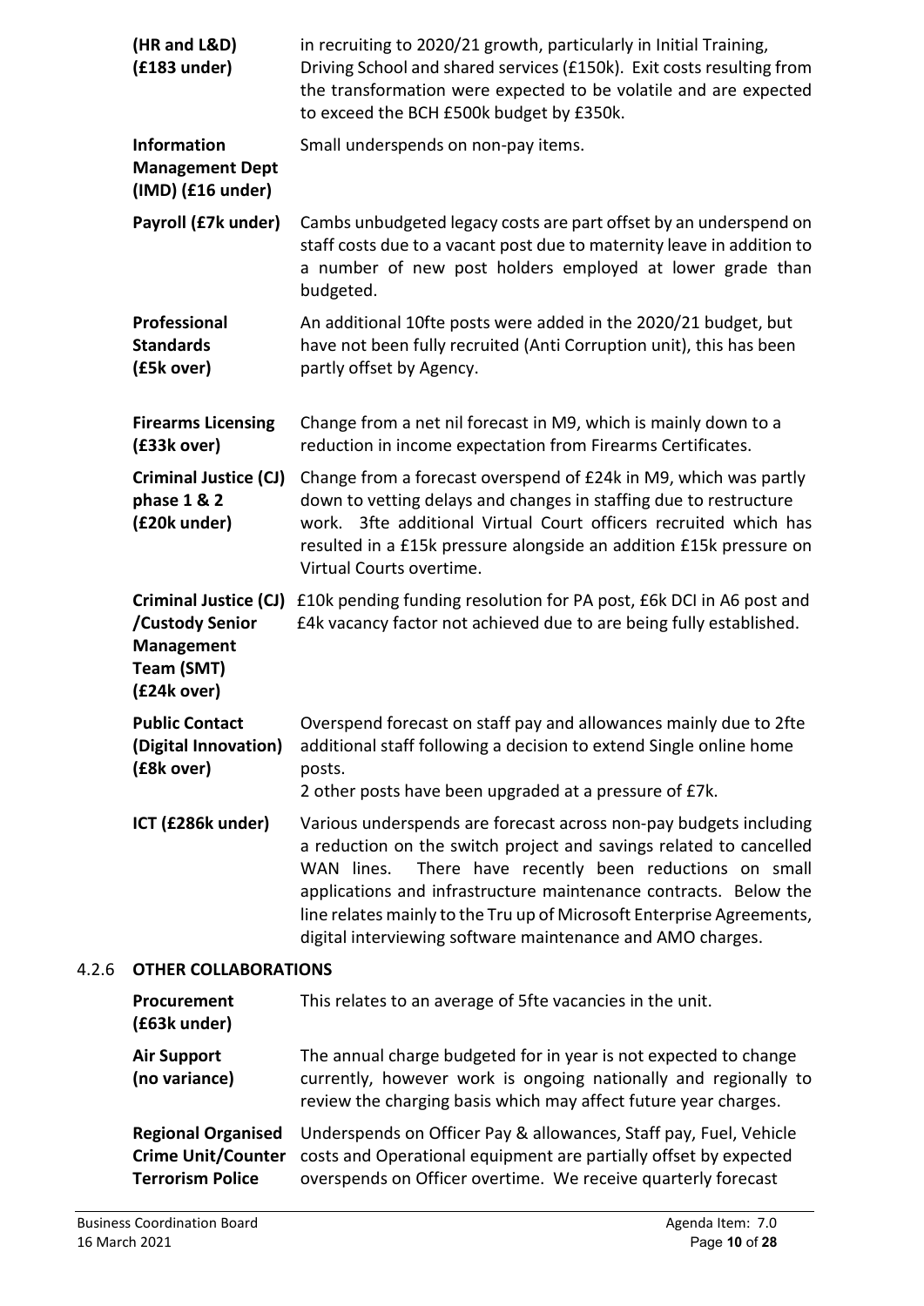**(HR and L&D) (£183 under)** in recruiting to 2020/21 growth, particularly in Initial Training, Driving School and shared services (£150k). Exit costs resulting from the transformation were expected to be volatile and are expected to exceed the BCH £500k budget by £350k.

**Information Management Dept (IMD) (£16 under)** Small underspends on non-pay items.

**Payroll (£7k under)** Cambs unbudgeted legacy costs are part offset by an underspend on staff costs due to a vacant post due to maternity leave in addition to a number of new post holders employed at lower grade than budgeted.

**Professional Standards (£5k over)** An additional 10fte posts were added in the 2020/21 budget, but have not been fully recruited (Anti Corruption unit), this has been partly offset by Agency.

**Firearms Licensing (£33k over)** Change from a net nil forecast in M9, which is mainly down to a reduction in income expectation from Firearms Certificates.

**Criminal Justice (CJ) phase 1 & 2 (£20k under)** Change from a forecast overspend of £24k in M9, which was partly down to vetting delays and changes in staffing due to restructure work. 3fte additional Virtual Court officers recruited which has resulted in a £15k pressure alongside an addition £15k pressure on Virtual Courts overtime.

**Criminal Justice (CJ) /Custody Senior Management Team (SMT) (£24k over)** £10k pending funding resolution for PA post, £6k DCI in A6 post and £4k vacancy factor not achieved due to are being fully established.

**Public Contact (Digital Innovation) (£8k over)** Overspend forecast on staff pay and allowances mainly due to 2fte additional staff following a decision to extend Single online home posts.
2 other posts have been upgraded at a pressure of £7k.

**ICT (£286k under)** Various underspends are forecast across non-pay budgets including a reduction on the switch project and savings related to cancelled WAN lines. There have recently been reductions on small applications and infrastructure maintenance contracts. Below the line relates mainly to the Tru up of Microsoft Enterprise Agreements, digital interviewing software maintenance and AMO charges.

### 4.2.6 OTHER COLLABORATIONS

**Procurement (£63k under)** This relates to an average of 5fte vacancies in the unit.

**Air Support (no variance)** The annual charge budgeted for in year is not expected to change currently, however work is ongoing nationally and regionally to review the charging basis which may affect future year charges.

**Regional Organised Crime Unit/Counter Terrorism Police** Underspends on Officer Pay & allowances, Staff pay, Fuel, Vehicle costs and Operational equipment are partially offset by expected overspends on Officer overtime. We receive quarterly forecast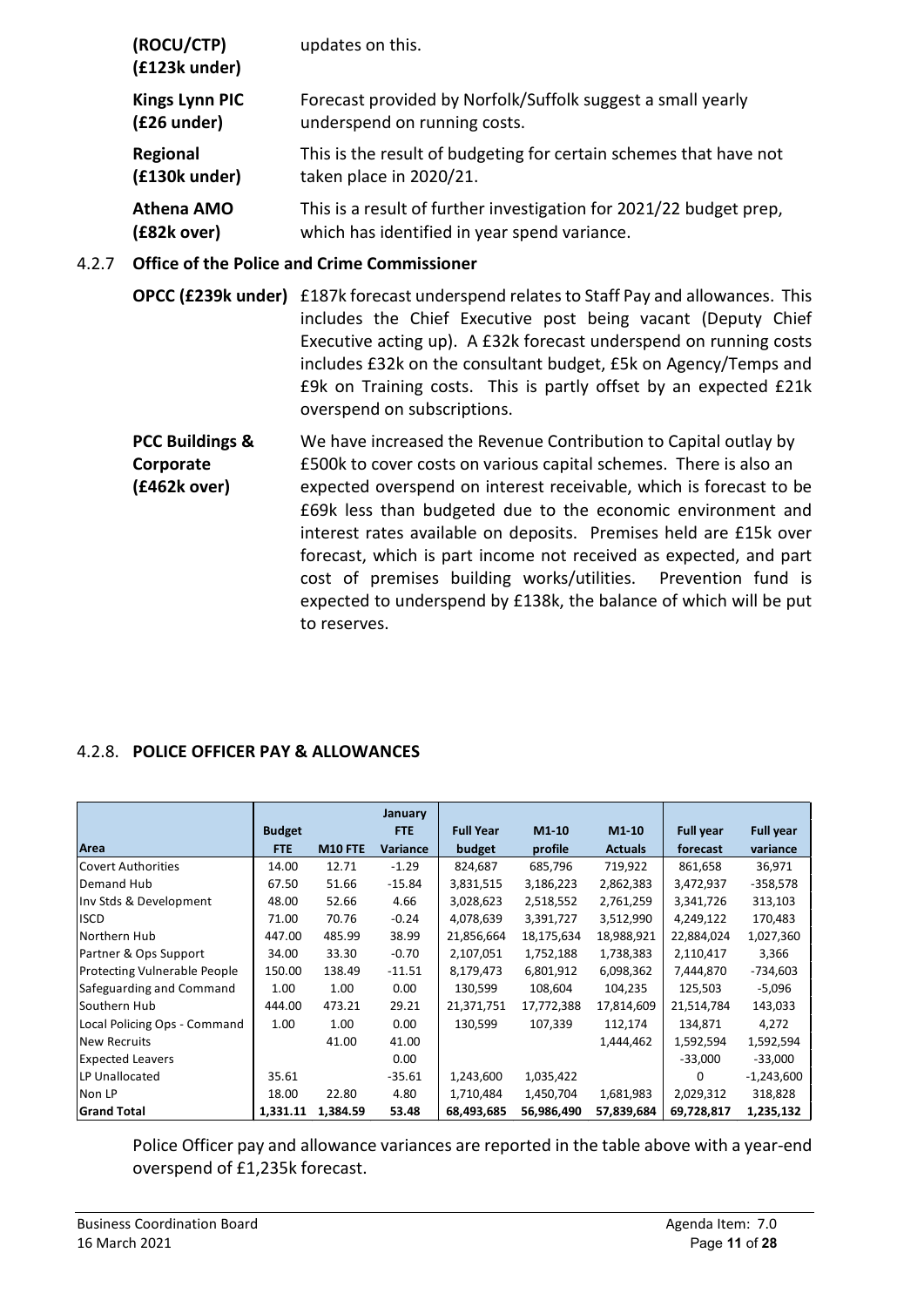**(ROCU/CTP) (£123k under)** updates on this.

**Kings Lynn PIC (£26 under)** Forecast provided by Norfolk/Suffolk suggest a small yearly underspend on running costs.

**Regional (£130k under)** This is the result of budgeting for certain schemes that have not taken place in 2020/21.

**Athena AMO (£82k over)** This is a result of further investigation for 2021/22 budget prep, which has identified in year spend variance.

### 4.2.7 Office of the Police and Crime Commissioner

**OPCC (£239k under)** £187k forecast underspend relates to Staff Pay and allowances. This includes the Chief Executive post being vacant (Deputy Chief Executive acting up). A £32k forecast underspend on running costs includes £32k on the consultant budget, £5k on Agency/Temps and £9k on Training costs. This is partly offset by an expected £21k overspend on subscriptions.

**PCC Buildings & Corporate (£462k over)** We have increased the Revenue Contribution to Capital outlay by £500k to cover costs on various capital schemes. There is also an expected overspend on interest receivable, which is forecast to be £69k less than budgeted due to the economic environment and interest rates available on deposits. Premises held are £15k over forecast, which is part income not received as expected, and part cost of premises building works/utilities. Prevention fund is expected to underspend by £138k, the balance of which will be put to reserves.

### 4.2.8. POLICE OFFICER PAY & ALLOWANCES

| Area | Budget FTE | M10 FTE | January FTE Variance | Full Year budget | M1-10 profile | M1-10 Actuals | Full year forecast | Full year variance |
|---|---|---|---|---|---|---|---|---|
| Covert Authorities | 14.00 | 12.71 | -1.29 | 824,687 | 685,796 | 719,922 | 861,658 | 36,971 |
| Demand Hub | 67.50 | 51.66 | -15.84 | 3,831,515 | 3,186,223 | 2,862,383 | 3,472,937 | -358,578 |
| Inv Stds & Development | 48.00 | 52.66 | 4.66 | 3,028,623 | 2,518,552 | 2,761,259 | 3,341,726 | 313,103 |
| ISCD | 71.00 | 70.76 | -0.24 | 4,078,639 | 3,391,727 | 3,512,990 | 4,249,122 | 170,483 |
| Northern Hub | 447.00 | 485.99 | 38.99 | 21,856,664 | 18,175,634 | 18,988,921 | 22,884,024 | 1,027,360 |
| Partner & Ops Support | 34.00 | 33.30 | -0.70 | 2,107,051 | 1,752,188 | 1,738,383 | 2,110,417 | 3,366 |
| Protecting Vulnerable People | 150.00 | 138.49 | -11.51 | 8,179,473 | 6,801,912 | 6,098,362 | 7,444,870 | -734,603 |
| Safeguarding and Command | 1.00 | 1.00 | 0.00 | 130,599 | 108,604 | 104,235 | 125,503 | -5,096 |
| Southern Hub | 444.00 | 473.21 | 29.21 | 21,371,751 | 17,772,388 | 17,814,609 | 21,514,784 | 143,033 |
| Local Policing Ops - Command | 1.00 | 1.00 | 0.00 | 130,599 | 107,339 | 112,174 | 134,871 | 4,272 |
| New Recruits | | 41.00 | 41.00 | | | 1,444,462 | 1,592,594 | 1,592,594 |
| Expected Leavers | | | 0.00 | | | | -33,000 | -33,000 |
| LP Unallocated | 35.61 | | -35.61 | 1,243,600 | 1,035,422 | | 0 | -1,243,600 |
| Non LP | 18.00 | 22.80 | 4.80 | 1,710,484 | 1,450,704 | 1,681,983 | 2,029,312 | 318,828 |
| **Grand Total** | **1,331.11** | **1,384.59** | **53.48** | **68,493,685** | **56,986,490** | **57,839,684** | **69,728,817** | **1,235,132** |

Police Officer pay and allowance variances are reported in the table above with a year-end overspend of £1,235k forecast.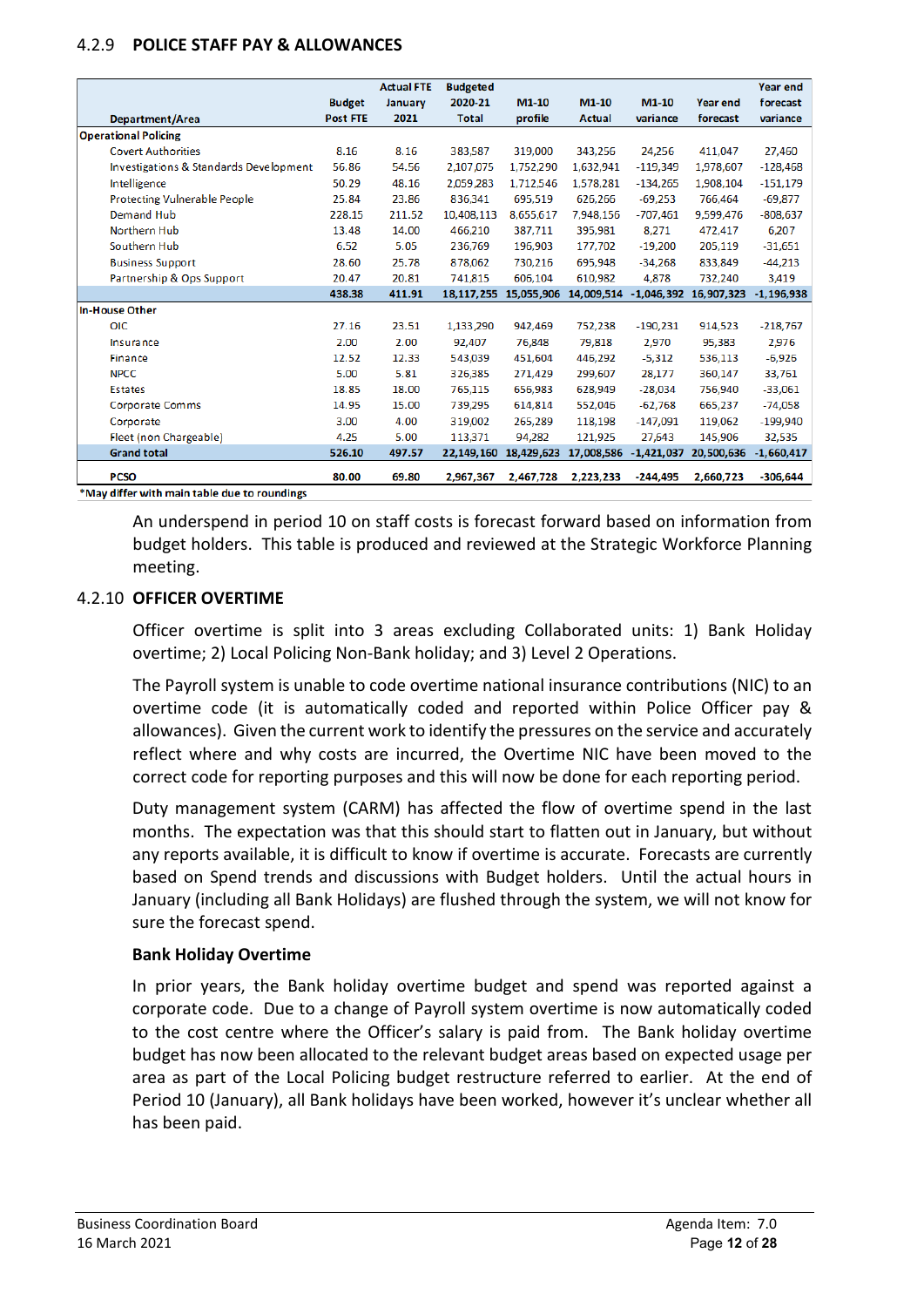### 4.2.9 POLICE STAFF PAY & ALLOWANCES

| Department/Area | Budget Post FTE | Actual FTE January 2021 | Budgeted 2020-21 Total | M1-10 profile | M1-10 Actual | M1-10 variance | Year end forecast | Year end forecast variance |
|---|---|---|---|---|---|---|---|---|
| **Operational Policing** | | | | | | | | |
| Covert Authorities | 8.16 | 8.16 | 383,587 | 319,000 | 343,256 | 24,256 | 411,047 | 27,460 |
| Investigations & Standards Development | 56.86 | 54.56 | 2,107,075 | 1,752,290 | 1,632,941 | -119,349 | 1,978,607 | -128,468 |
| Intelligence | 50.29 | 48.16 | 2,059,283 | 1,712,546 | 1,578,281 | -134,265 | 1,908,104 | -151,179 |
| Protecting Vulnerable People | 25.84 | 23.86 | 836,341 | 695,519 | 626,266 | -69,253 | 766,464 | -69,877 |
| Demand Hub | 228.15 | 211.52 | 10,408,113 | 8,655,617 | 7,948,156 | -707,461 | 9,599,476 | -808,637 |
| Northern Hub | 13.48 | 14.00 | 466,210 | 387,711 | 395,981 | 8,271 | 472,417 | 6,207 |
| Southern Hub | 6.52 | 5.05 | 236,769 | 196,903 | 177,702 | -19,200 | 205,119 | -31,651 |
| Business Support | 28.60 | 25.78 | 878,062 | 730,216 | 695,948 | -34,268 | 833,849 | -44,213 |
| Partnership & Ops Support | 20.47 | 20.81 | 741,815 | 606,104 | 610,982 | 4,878 | 732,240 | 3,419 |
| | **438.38** | **411.91** | **18,117,255** | **15,055,906** | **14,009,514** | **-1,046,392** | **16,907,323** | **-1,196,938** |
| **In-House Other** | | | | | | | | |
| OIC | 27.16 | 23.51 | 1,133,290 | 942,469 | 752,238 | -190,231 | 914,523 | -218,767 |
| Insurance | 2.00 | 2.00 | 92,407 | 76,848 | 79,818 | 2,970 | 95,383 | 2,976 |
| Finance | 12.52 | 12.33 | 543,039 | 451,604 | 446,292 | -5,312 | 536,113 | -6,926 |
| NPCC | 5.00 | 5.81 | 326,385 | 271,429 | 299,607 | 28,177 | 360,147 | 33,761 |
| Estates | 18.85 | 18.00 | 765,115 | 656,983 | 628,949 | -28,034 | 756,940 | -33,061 |
| Corporate Comms | 14.95 | 15.00 | 739,295 | 614,814 | 552,046 | -62,768 | 665,237 | -74,058 |
| Corporate | 3.00 | 4.00 | 319,002 | 265,289 | 118,198 | -147,091 | 119,062 | -199,940 |
| Fleet (non Chargeable) | 4.25 | 5.00 | 113,371 | 94,282 | 121,925 | 27,643 | 145,906 | 32,535 |
| **Grand total** | **526.10** | **497.57** | **22,149,160** | **18,429,623** | **17,008,586** | **-1,421,037** | **20,500,636** | **-1,660,417** |
| **PCSO** | **80.00** | **69.80** | **2,967,367** | **2,467,728** | **2,223,233** | **-244,495** | **2,660,723** | **-306,644** |

*May differ with main table due to roundings

An underspend in period 10 on staff costs is forecast forward based on information from budget holders. This table is produced and reviewed at the Strategic Workforce Planning meeting.

### 4.2.10 OFFICER OVERTIME

Officer overtime is split into 3 areas excluding Collaborated units: 1) Bank Holiday overtime; 2) Local Policing Non-Bank holiday; and 3) Level 2 Operations.

The Payroll system is unable to code overtime national insurance contributions (NIC) to an overtime code (it is automatically coded and reported within Police Officer pay & allowances). Given the current work to identify the pressures on the service and accurately reflect where and why costs are incurred, the Overtime NIC have been moved to the correct code for reporting purposes and this will now be done for each reporting period.

Duty management system (CARM) has affected the flow of overtime spend in the last months. The expectation was that this should start to flatten out in January, but without any reports available, it is difficult to know if overtime is accurate. Forecasts are currently based on Spend trends and discussions with Budget holders. Until the actual hours in January (including all Bank Holidays) are flushed through the system, we will not know for sure the forecast spend.

**Bank Holiday Overtime**

In prior years, the Bank holiday overtime budget and spend was reported against a corporate code. Due to a change of Payroll system overtime is now automatically coded to the cost centre where the Officer's salary is paid from. The Bank holiday overtime budget has now been allocated to the relevant budget areas based on expected usage per area as part of the Local Policing budget restructure referred to earlier. At the end of Period 10 (January), all Bank holidays have been worked, however it's unclear whether all has been paid.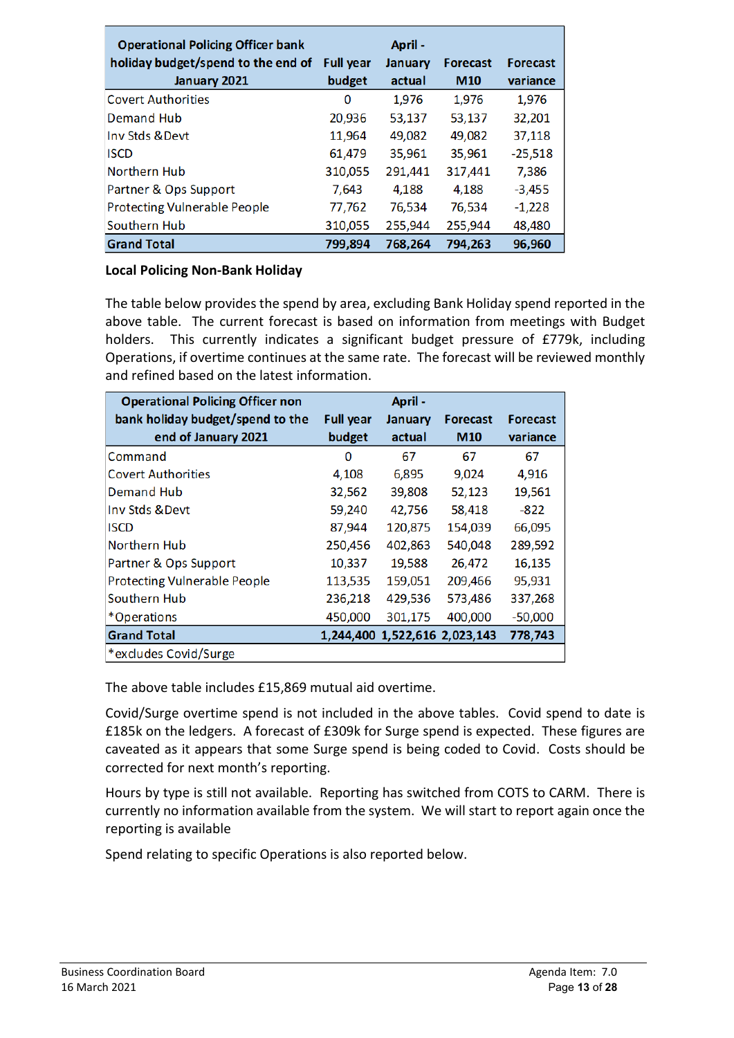| Operational Policing Officer bank holiday budget/spend to the end of January 2021 | Full year budget | April - January actual | Forecast M10 | Forecast variance |
|---|---|---|---|---|
| Covert Authorities | 0 | 1,976 | 1,976 | 1,976 |
| Demand Hub | 20,936 | 53,137 | 53,137 | 32,201 |
| Inv Stds &Devt | 11,964 | 49,082 | 49,082 | 37,118 |
| ISCD | 61,479 | 35,961 | 35,961 | -25,518 |
| Northern Hub | 310,055 | 291,441 | 317,441 | 7,386 |
| Partner & Ops Support | 7,643 | 4,188 | 4,188 | -3,455 |
| Protecting Vulnerable People | 77,762 | 76,534 | 76,534 | -1,228 |
| Southern Hub | 310,055 | 255,944 | 255,944 | 48,480 |
| **Grand Total** | **799,894** | **768,264** | **794,263** | **96,960** |

**Local Policing Non-Bank Holiday**

The table below provides the spend by area, excluding Bank Holiday spend reported in the above table. The current forecast is based on information from meetings with Budget holders. This currently indicates a significant budget pressure of £779k, including Operations, if overtime continues at the same rate. The forecast will be reviewed monthly and refined based on the latest information.

| Operational Policing Officer non bank holiday budget/spend to the end of January 2021 | Full year budget | April - January actual | Forecast M10 | Forecast variance |
|---|---|---|---|---|
| Command | 0 | 67 | 67 | 67 |
| Covert Authorities | 4,108 | 6,895 | 9,024 | 4,916 |
| Demand Hub | 32,562 | 39,808 | 52,123 | 19,561 |
| Inv Stds &Devt | 59,240 | 42,756 | 58,418 | -822 |
| ISCD | 87,944 | 120,875 | 154,039 | 66,095 |
| Northern Hub | 250,456 | 402,863 | 540,048 | 289,592 |
| Partner & Ops Support | 10,337 | 19,588 | 26,472 | 16,135 |
| Protecting Vulnerable People | 113,535 | 159,051 | 209,466 | 95,931 |
| Southern Hub | 236,218 | 429,536 | 573,486 | 337,268 |
| *Operations | 450,000 | 301,175 | 400,000 | -50,000 |
| **Grand Total** | **1,244,400** | **1,522,616** | **2,023,143** | **778,743** |
| *excludes Covid/Surge | | | | |

The above table includes £15,869 mutual aid overtime.

Covid/Surge overtime spend is not included in the above tables. Covid spend to date is £185k on the ledgers. A forecast of £309k for Surge spend is expected. These figures are caveated as it appears that some Surge spend is being coded to Covid. Costs should be corrected for next month's reporting.

Hours by type is still not available. Reporting has switched from COTS to CARM. There is currently no information available from the system. We will start to report again once the reporting is available

Spend relating to specific Operations is also reported below.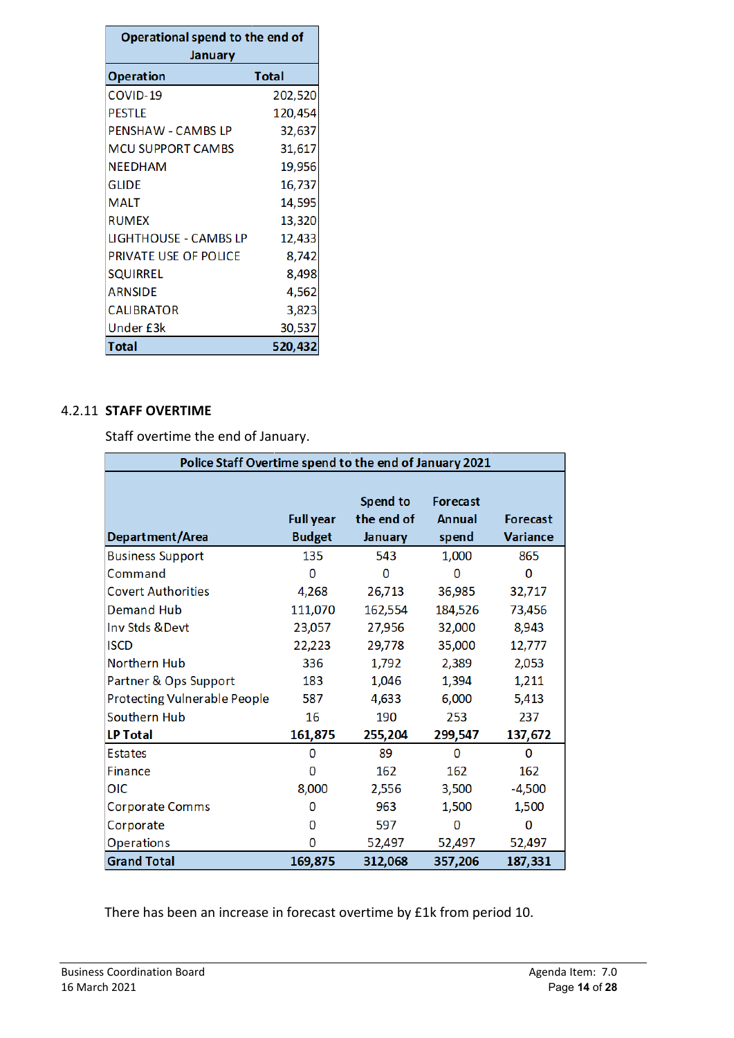| Operational spend to the end of January | |
|---|---|
| **Operation** | **Total** |
| COVID-19 | 202,520 |
| PESTLE | 120,454 |
| PENSHAW - CAMBS LP | 32,637 |
| MCU SUPPORT CAMBS | 31,617 |
| NEEDHAM | 19,956 |
| GLIDE | 16,737 |
| MALT | 14,595 |
| RUMEX | 13,320 |
| LIGHTHOUSE - CAMBS LP | 12,433 |
| PRIVATE USE OF POLICE | 8,742 |
| SQUIRREL | 8,498 |
| ARNSIDE | 4,562 |
| CALIBRATOR | 3,823 |
| Under £3k | 30,537 |
| **Total** | **520,432** |

### 4.2.11 STAFF OVERTIME

Staff overtime the end of January.

| Police Staff Overtime spend to the end of January 2021 | | | | |
|---|---|---|---|---|
| **Department/Area** | **Full year Budget** | **Spend to the end of January** | **Forecast Annual spend** | **Forecast Variance** |
| Business Support | 135 | 543 | 1,000 | 865 |
| Command | 0 | 0 | 0 | 0 |
| Covert Authorities | 4,268 | 26,713 | 36,985 | 32,717 |
| Demand Hub | 111,070 | 162,554 | 184,526 | 73,456 |
| Inv Stds &Devt | 23,057 | 27,956 | 32,000 | 8,943 |
| ISCD | 22,223 | 29,778 | 35,000 | 12,777 |
| Northern Hub | 336 | 1,792 | 2,389 | 2,053 |
| Partner & Ops Support | 183 | 1,046 | 1,394 | 1,211 |
| Protecting Vulnerable People | 587 | 4,633 | 6,000 | 5,413 |
| Southern Hub | 16 | 190 | 253 | 237 |
| **LP Total** | **161,875** | **255,204** | **299,547** | **137,672** |
| Estates | 0 | 89 | 0 | 0 |
| Finance | 0 | 162 | 162 | 162 |
| OIC | 8,000 | 2,556 | 3,500 | -4,500 |
| Corporate Comms | 0 | 963 | 1,500 | 1,500 |
| Corporate | 0 | 597 | 0 | 0 |
| Operations | 0 | 52,497 | 52,497 | 52,497 |
| **Grand Total** | **169,875** | **312,068** | **357,206** | **187,331** |

There has been an increase in forecast overtime by £1k from period 10.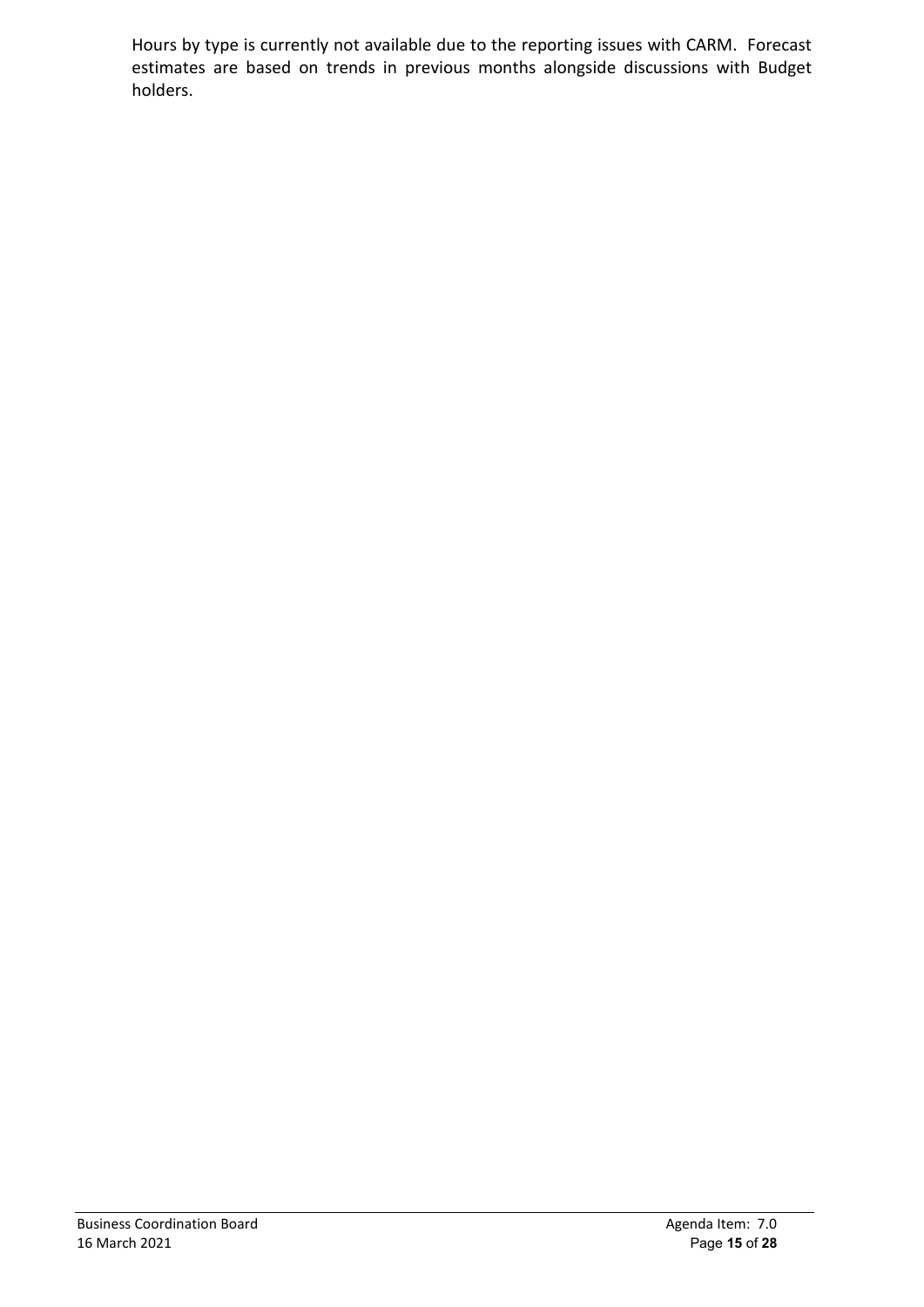Hours by type is currently not available due to the reporting issues with CARM. Forecast estimates are based on trends in previous months alongside discussions with Budget holders.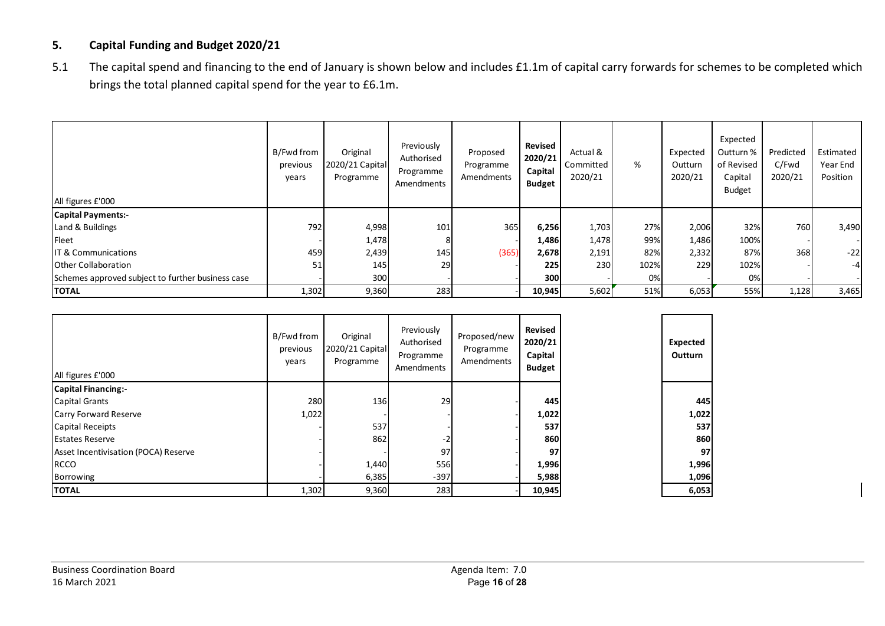## 5. Capital Funding and Budget 2020/21

5.1 The capital spend and financing to the end of January is shown below and includes £1.1m of capital carry forwards for schemes to be completed which brings the total planned capital spend for the year to £6.1m.

| All figures £'000 | B/Fwd from previous years | Original 2020/21 Capital Programme | Previously Authorised Programme Amendments | Proposed Programme Amendments | **Revised 2020/21 Capital Budget** | Actual & Committed 2020/21 | % | Expected Outturn 2020/21 | Expected Outturn % of Revised Capital Budget | Predicted C/Fwd 2020/21 | Estimated Year End Position |
|---|---|---|---|---|---|---|---|---|---|---|---|
| **Capital Payments:-** | | | | | | | | | | | |
| Land & Buildings | 792 | 4,998 | 101 | 365 | **6,256** | 1,703 | 27% | 2,006 | 32% | 760 | 3,490 |
| Fleet | - | 1,478 | 8 | - | **1,486** | 1,478 | 99% | 1,486 | 100% | - | - |
| IT & Communications | 459 | 2,439 | 145 | (365) | **2,678** | 2,191 | 82% | 2,332 | 87% | 368 | -22 |
| Other Collaboration | 51 | 145 | 29 | - | **225** | 230 | 102% | 229 | 102% | - | -4 |
| Schemes approved subject to further business case | - | 300 | - | - | **300** | - | 0% | - | 0% | - | - |
| **TOTAL** | 1,302 | 9,360 | 283 | - | **10,945** | 5,602 | 51% | 6,053 | 55% | 1,128 | 3,465 |

| All figures £'000 | B/Fwd from previous years | Original 2020/21 Capital Programme | Previously Authorised Programme Amendments | Proposed/new Programme Amendments | **Revised 2020/21 Capital Budget** | **Expected Outturn** |
|---|---|---|---|---|---|---|
| **Capital Financing:-** | | | | | | |
| Capital Grants | 280 | 136 | 29 | - | **445** | **445** |
| Carry Forward Reserve | 1,022 | - | - | - | **1,022** | **1,022** |
| Capital Receipts | - | 537 | - | - | **537** | **537** |
| Estates Reserve | - | 862 | -2 | - | **860** | **860** |
| Asset Incentivisation (POCA) Reserve | - | - | 97 | - | **97** | **97** |
| RCCO | - | 1,440 | 556 | - | **1,996** | **1,996** |
| Borrowing | - | 6,385 | -397 | - | **5,988** | **1,096** |
| **TOTAL** | 1,302 | 9,360 | 283 | - | **10,945** | **6,053** |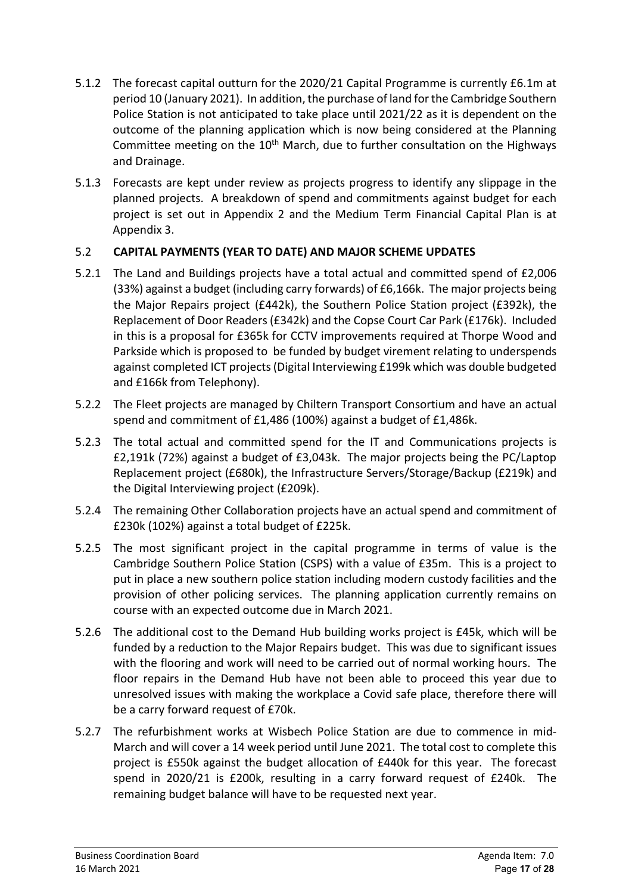5.1.2 The forecast capital outturn for the 2020/21 Capital Programme is currently £6.1m at period 10 (January 2021). In addition, the purchase of land for the Cambridge Southern Police Station is not anticipated to take place until 2021/22 as it is dependent on the outcome of the planning application which is now being considered at the Planning Committee meeting on the 10th March, due to further consultation on the Highways and Drainage.

5.1.3 Forecasts are kept under review as projects progress to identify any slippage in the planned projects. A breakdown of spend and commitments against budget for each project is set out in Appendix 2 and the Medium Term Financial Capital Plan is at Appendix 3.

5.2 **CAPITAL PAYMENTS (YEAR TO DATE) AND MAJOR SCHEME UPDATES**

5.2.1 The Land and Buildings projects have a total actual and committed spend of £2,006 (33%) against a budget (including carry forwards) of £6,166k. The major projects being the Major Repairs project (£442k), the Southern Police Station project (£392k), the Replacement of Door Readers (£342k) and the Copse Court Car Park (£176k). Included in this is a proposal for £365k for CCTV improvements required at Thorpe Wood and Parkside which is proposed to be funded by budget virement relating to underspends against completed ICT projects (Digital Interviewing £199k which was double budgeted and £166k from Telephony).

5.2.2 The Fleet projects are managed by Chiltern Transport Consortium and have an actual spend and commitment of £1,486 (100%) against a budget of £1,486k.

5.2.3 The total actual and committed spend for the IT and Communications projects is £2,191k (72%) against a budget of £3,043k. The major projects being the PC/Laptop Replacement project (£680k), the Infrastructure Servers/Storage/Backup (£219k) and the Digital Interviewing project (£209k).

5.2.4 The remaining Other Collaboration projects have an actual spend and commitment of £230k (102%) against a total budget of £225k.

5.2.5 The most significant project in the capital programme in terms of value is the Cambridge Southern Police Station (CSPS) with a value of £35m. This is a project to put in place a new southern police station including modern custody facilities and the provision of other policing services. The planning application currently remains on course with an expected outcome due in March 2021.

5.2.6 The additional cost to the Demand Hub building works project is £45k, which will be funded by a reduction to the Major Repairs budget. This was due to significant issues with the flooring and work will need to be carried out of normal working hours. The floor repairs in the Demand Hub have not been able to proceed this year due to unresolved issues with making the workplace a Covid safe place, therefore there will be a carry forward request of £70k.

5.2.7 The refurbishment works at Wisbech Police Station are due to commence in mid-March and will cover a 14 week period until June 2021. The total cost to complete this project is £550k against the budget allocation of £440k for this year. The forecast spend in 2020/21 is £200k, resulting in a carry forward request of £240k. The remaining budget balance will have to be requested next year.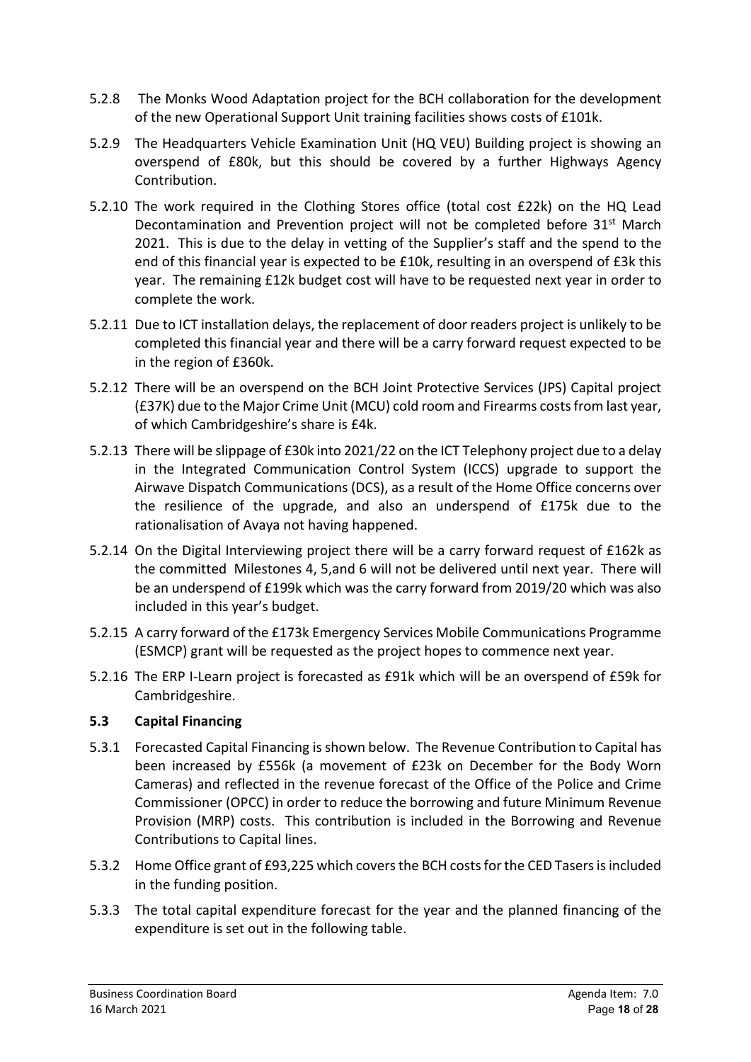5.2.8 The Monks Wood Adaptation project for the BCH collaboration for the development of the new Operational Support Unit training facilities shows costs of £101k.

5.2.9 The Headquarters Vehicle Examination Unit (HQ VEU) Building project is showing an overspend of £80k, but this should be covered by a further Highways Agency Contribution.

5.2.10 The work required in the Clothing Stores office (total cost £22k) on the HQ Lead Decontamination and Prevention project will not be completed before 31st March 2021. This is due to the delay in vetting of the Supplier's staff and the spend to the end of this financial year is expected to be £10k, resulting in an overspend of £3k this year. The remaining £12k budget cost will have to be requested next year in order to complete the work.

5.2.11 Due to ICT installation delays, the replacement of door readers project is unlikely to be completed this financial year and there will be a carry forward request expected to be in the region of £360k.

5.2.12 There will be an overspend on the BCH Joint Protective Services (JPS) Capital project (£37K) due to the Major Crime Unit (MCU) cold room and Firearms costs from last year, of which Cambridgeshire's share is £4k.

5.2.13 There will be slippage of £30k into 2021/22 on the ICT Telephony project due to a delay in the Integrated Communication Control System (ICCS) upgrade to support the Airwave Dispatch Communications (DCS), as a result of the Home Office concerns over the resilience of the upgrade, and also an underspend of £175k due to the rationalisation of Avaya not having happened.

5.2.14 On the Digital Interviewing project there will be a carry forward request of £162k as the committed Milestones 4, 5,and 6 will not be delivered until next year. There will be an underspend of £199k which was the carry forward from 2019/20 which was also included in this year's budget.

5.2.15 A carry forward of the £173k Emergency Services Mobile Communications Programme (ESMCP) grant will be requested as the project hopes to commence next year.

5.2.16 The ERP I-Learn project is forecasted as £91k which will be an overspend of £59k for Cambridgeshire.

### 5.3 Capital Financing

5.3.1 Forecasted Capital Financing is shown below. The Revenue Contribution to Capital has been increased by £556k (a movement of £23k on December for the Body Worn Cameras) and reflected in the revenue forecast of the Office of the Police and Crime Commissioner (OPCC) in order to reduce the borrowing and future Minimum Revenue Provision (MRP) costs. This contribution is included in the Borrowing and Revenue Contributions to Capital lines.

5.3.2 Home Office grant of £93,225 which covers the BCH costs for the CED Tasers is included in the funding position.

5.3.3 The total capital expenditure forecast for the year and the planned financing of the expenditure is set out in the following table.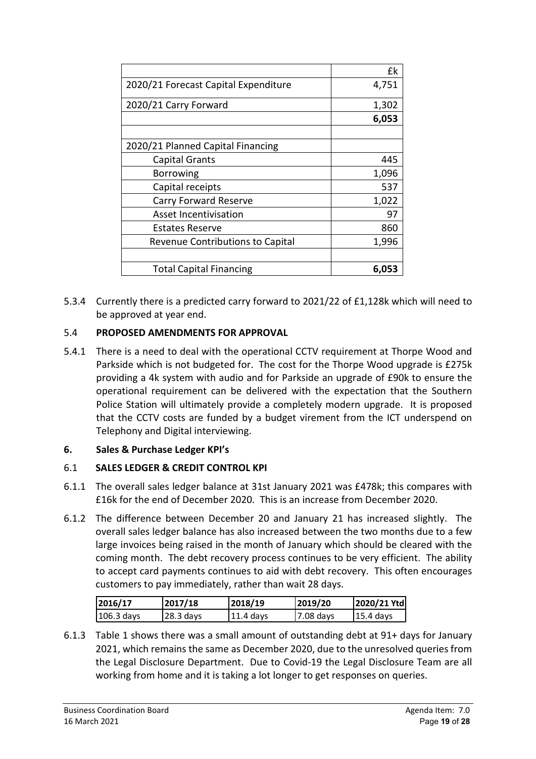| | £k |
|---|---|
| 2020/21 Forecast Capital Expenditure | 4,751 |
| 2020/21 Carry Forward | 1,302 |
| | **6,053** |
| | |
| 2020/21 Planned Capital Financing | |
| Capital Grants | 445 |
| Borrowing | 1,096 |
| Capital receipts | 537 |
| Carry Forward Reserve | 1,022 |
| Asset Incentivisation | 97 |
| Estates Reserve | 860 |
| Revenue Contributions to Capital | 1,996 |
| | |
| Total Capital Financing | **6,053** |

5.3.4 Currently there is a predicted carry forward to 2021/22 of £1,128k which will need to be approved at year end.

### 5.4 PROPOSED AMENDMENTS FOR APPROVAL

5.4.1 There is a need to deal with the operational CCTV requirement at Thorpe Wood and Parkside which is not budgeted for. The cost for the Thorpe Wood upgrade is £275k providing a 4k system with audio and for Parkside an upgrade of £90k to ensure the operational requirement can be delivered with the expectation that the Southern Police Station will ultimately provide a completely modern upgrade. It is proposed that the CCTV costs are funded by a budget virement from the ICT underspend on Telephony and Digital interviewing.

## 6. Sales & Purchase Ledger KPI's

### 6.1 SALES LEDGER & CREDIT CONTROL KPI

6.1.1 The overall sales ledger balance at 31st January 2021 was £478k; this compares with £16k for the end of December 2020. This is an increase from December 2020.

6.1.2 The difference between December 20 and January 21 has increased slightly. The overall sales ledger balance has also increased between the two months due to a few large invoices being raised in the month of January which should be cleared with the coming month. The debt recovery process continues to be very efficient. The ability to accept card payments continues to aid with debt recovery. This often encourages customers to pay immediately, rather than wait 28 days.

| 2016/17 | 2017/18 | 2018/19 | 2019/20 | 2020/21 Ytd |
|---|---|---|---|---|
| 106.3 days | 28.3 days | 11.4 days | 7.08 days | 15.4 days |

6.1.3 Table 1 shows there was a small amount of outstanding debt at 91+ days for January 2021, which remains the same as December 2020, due to the unresolved queries from the Legal Disclosure Department. Due to Covid-19 the Legal Disclosure Team are all working from home and it is taking a lot longer to get responses on queries.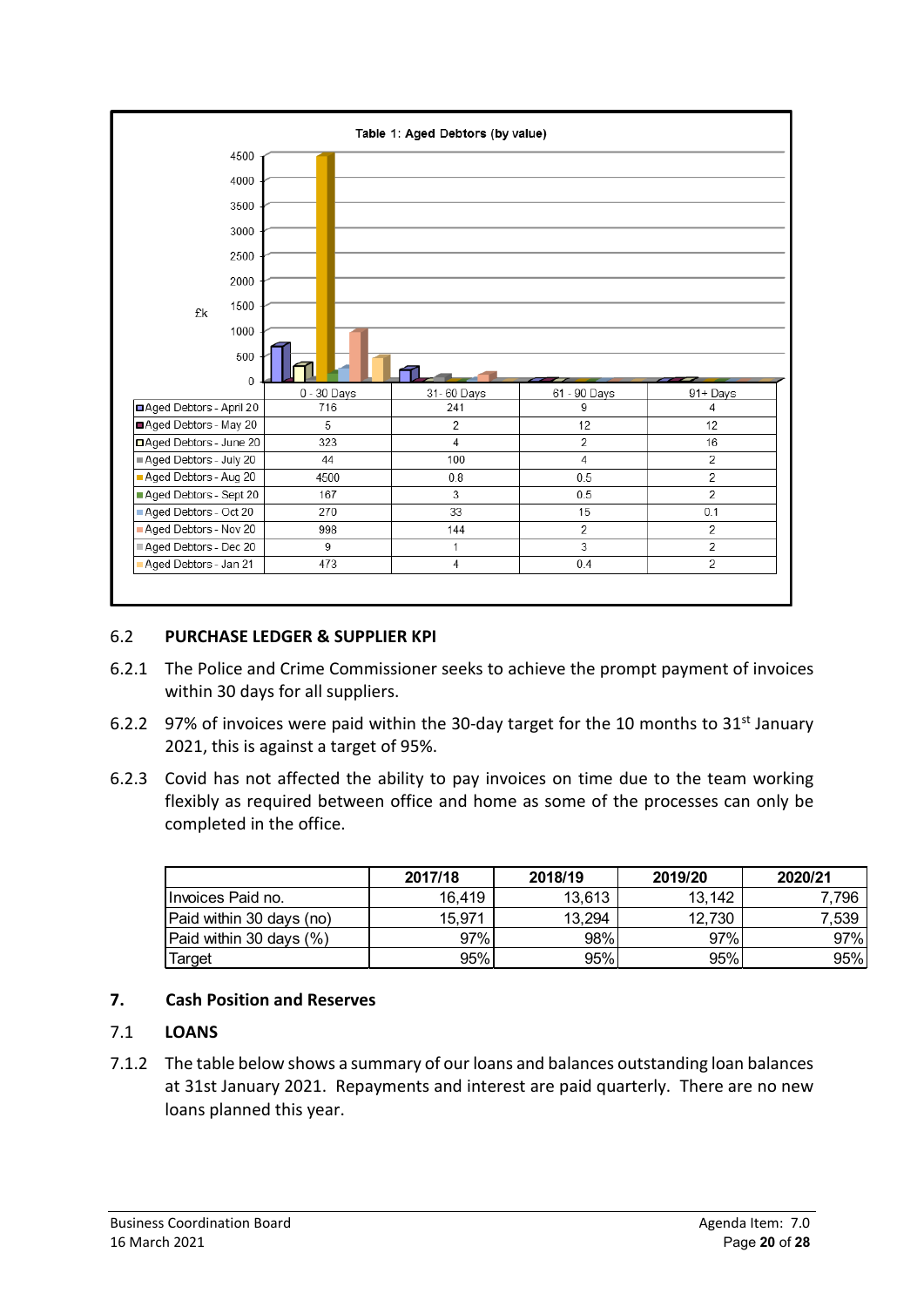**Table 1: Aged Debtors (by value)**

| | 0 - 30 Days | 31 - 60 Days | 61 - 90 Days | 91+ Days |
|---|---|---|---|---|
| Aged Debtors - April 20 | 716 | 241 | 9 | 4 |
| Aged Debtors - May 20 | 5 | 2 | 12 | 12 |
| Aged Debtors - June 20 | 323 | 4 | 2 | 16 |
| Aged Debtors - July 20 | 44 | 100 | 4 | 2 |
| Aged Debtors - Aug 20 | 4500 | 0.8 | 0.5 | 2 |
| Aged Debtors - Sept 20 | 167 | 3 | 0.5 | 2 |
| Aged Debtors - Oct 20 | 270 | 33 | 15 | 0.1 |
| Aged Debtors - Nov 20 | 998 | 144 | 2 | 2 |
| Aged Debtors - Dec 20 | 9 | 1 | 3 | 2 |
| Aged Debtors - Jan 21 | 473 | 4 | 0.4 | 2 |

## 6.2 PURCHASE LEDGER & SUPPLIER KPI

6.2.1 The Police and Crime Commissioner seeks to achieve the prompt payment of invoices within 30 days for all suppliers.

6.2.2 97% of invoices were paid within the 30-day target for the 10 months to 31st January 2021, this is against a target of 95%.

6.2.3 Covid has not affected the ability to pay invoices on time due to the team working flexibly as required between office and home as some of the processes can only be completed in the office.

| | 2017/18 | 2018/19 | 2019/20 | 2020/21 |
|---|---|---|---|---|
| Invoices Paid no. | 16,419 | 13,613 | 13,142 | 7,796 |
| Paid within 30 days (no) | 15,971 | 13,294 | 12,730 | 7,539 |
| Paid within 30 days (%) | 97% | 98% | 97% | 97% |
| Target | 95% | 95% | 95% | 95% |

# 7. Cash Position and Reserves

## 7.1 LOANS

7.1.2 The table below shows a summary of our loans and balances outstanding loan balances at 31st January 2021. Repayments and interest are paid quarterly. There are no new loans planned this year.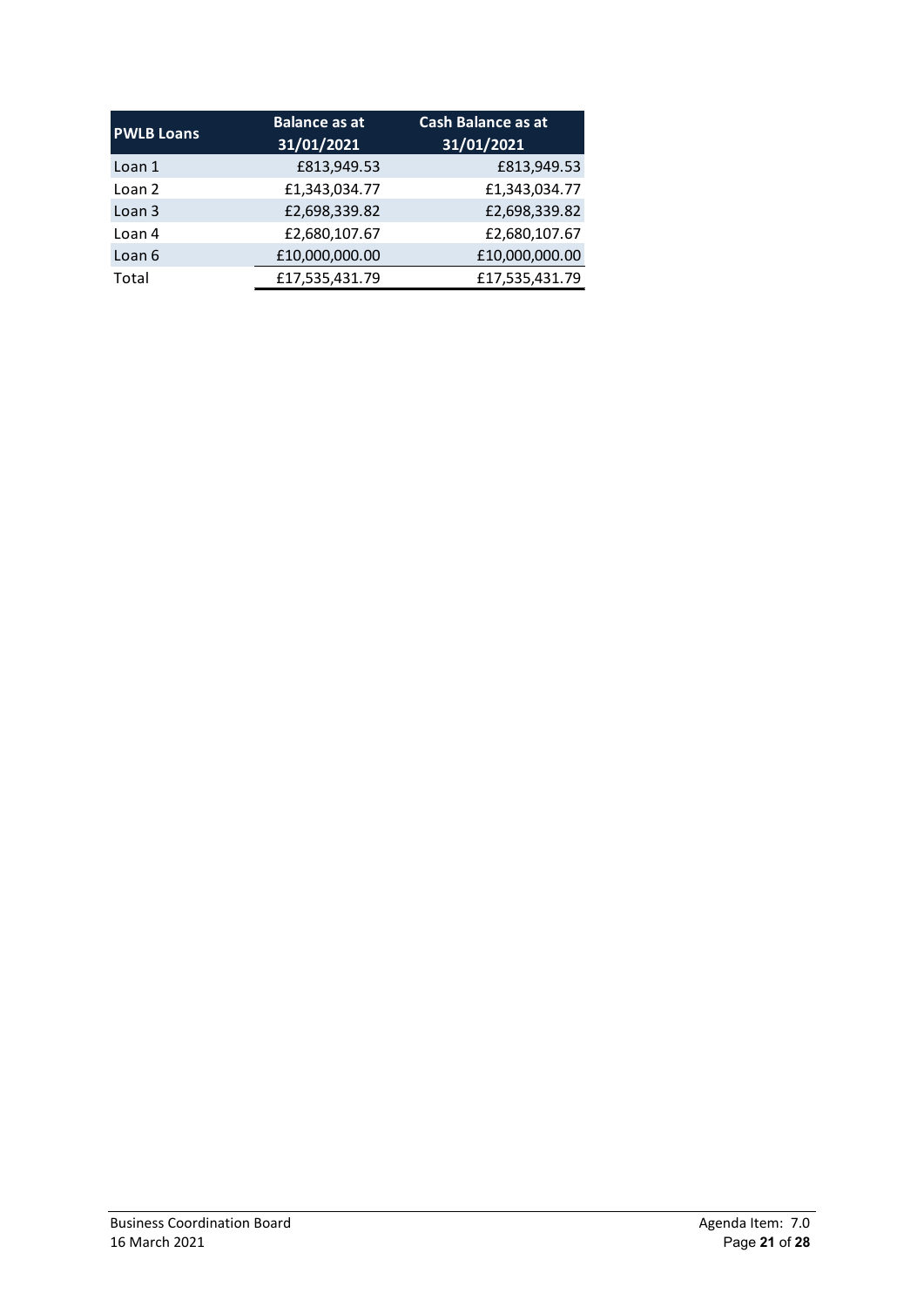| PWLB Loans | Balance as at 31/01/2021 | Cash Balance as at 31/01/2021 |
|---|---|---|
| Loan 1 | £813,949.53 | £813,949.53 |
| Loan 2 | £1,343,034.77 | £1,343,034.77 |
| Loan 3 | £2,698,339.82 | £2,698,339.82 |
| Loan 4 | £2,680,107.67 | £2,680,107.67 |
| Loan 6 | £10,000,000.00 | £10,000,000.00 |
| Total | £17,535,431.79 | £17,535,431.79 |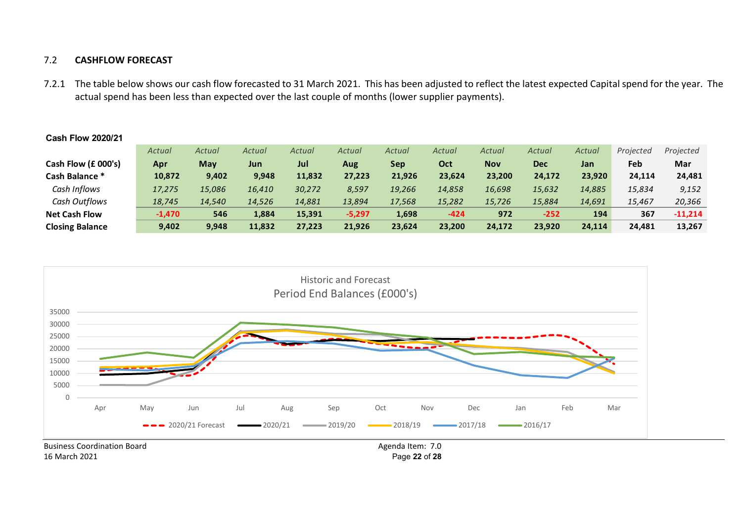### 7.2 CASHFLOW FORECAST

7.2.1 The table below shows our cash flow forecasted to 31 March 2021. This has been adjusted to reflect the latest expected Capital spend for the year. The actual spend has been less than expected over the last couple of months (lower supplier payments).

**Cash Flow 2020/21**

| | *Actual* | *Actual* | *Actual* | *Actual* | *Actual* | *Actual* | *Actual* | *Actual* | *Actual* | *Actual* | *Projected* | *Projected* |
|---|---|---|---|---|---|---|---|---|---|---|---|---|
| **Cash Flow (£ 000's)** | **Apr** | **May** | **Jun** | **Jul** | **Aug** | **Sep** | **Oct** | **Nov** | **Dec** | **Jan** | **Feb** | **Mar** |
| **Cash Balance *** | **10,872** | **9,402** | **9,948** | **11,832** | **27,223** | **21,926** | **23,624** | **23,200** | **24,172** | **23,920** | **24,114** | **24,481** |
| *Cash Inflows* | *17,275* | *15,086* | *16,410* | *30,272* | *8,597* | *19,266* | *14,858* | *16,698* | *15,632* | *14,885* | *15,834* | *9,152* |
| *Cash Outflows* | *18,745* | *14,540* | *14,526* | *14,881* | *13,894* | *17,568* | *15,282* | *15,726* | *15,884* | *14,691* | *15,467* | *20,366* |
| **Net Cash Flow** | **-1,470** | **546** | **1,884** | **15,391** | **-5,297** | **1,698** | **-424** | **972** | **-252** | **194** | **367** | **-11,214** |
| **Closing Balance** | **9,402** | **9,948** | **11,832** | **27,223** | **21,926** | **23,624** | **23,200** | **24,172** | **23,920** | **24,114** | **24,481** | **13,267** |

Historic and Forecast
Period End Balances (£000's)

Legend: 2020/21 Forecast, 2020/21, 2019/20, 2018/19, 2017/18, 2016/17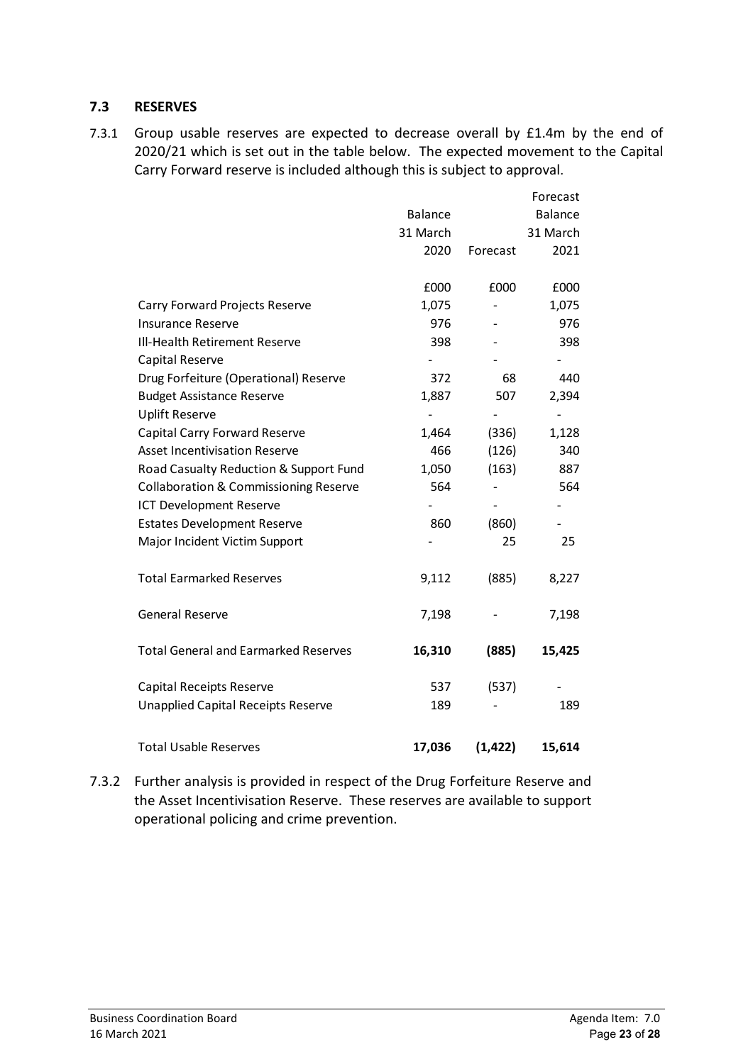## 7.3 RESERVES

7.3.1 Group usable reserves are expected to decrease overall by £1.4m by the end of 2020/21 which is set out in the table below. The expected movement to the Capital Carry Forward reserve is included although this is subject to approval.

| | Balance 31 March 2020 | Forecast | Forecast Balance 31 March 2021 |
|---|---|---|---|
| | £000 | £000 | £000 |
| Carry Forward Projects Reserve | 1,075 | - | 1,075 |
| Insurance Reserve | 976 | - | 976 |
| Ill-Health Retirement Reserve | 398 | - | 398 |
| Capital Reserve | - | - | - |
| Drug Forfeiture (Operational) Reserve | 372 | 68 | 440 |
| Budget Assistance Reserve | 1,887 | 507 | 2,394 |
| Uplift Reserve | - | - | - |
| Capital Carry Forward Reserve | 1,464 | (336) | 1,128 |
| Asset Incentivisation Reserve | 466 | (126) | 340 |
| Road Casualty Reduction & Support Fund | 1,050 | (163) | 887 |
| Collaboration & Commissioning Reserve | 564 | - | 564 |
| ICT Development Reserve | - | - | - |
| Estates Development Reserve | 860 | (860) | - |
| Major Incident Victim Support | - | 25 | 25 |
| Total Earmarked Reserves | 9,112 | (885) | 8,227 |
| General Reserve | 7,198 | - | 7,198 |
| **Total General and Earmarked Reserves** | **16,310** | **(885)** | **15,425** |
| Capital Receipts Reserve | 537 | (537) | - |
| Unapplied Capital Receipts Reserve | 189 | - | 189 |
| Total Usable Reserves | **17,036** | **(1,422)** | **15,614** |

7.3.2 Further analysis is provided in respect of the Drug Forfeiture Reserve and the Asset Incentivisation Reserve. These reserves are available to support operational policing and crime prevention.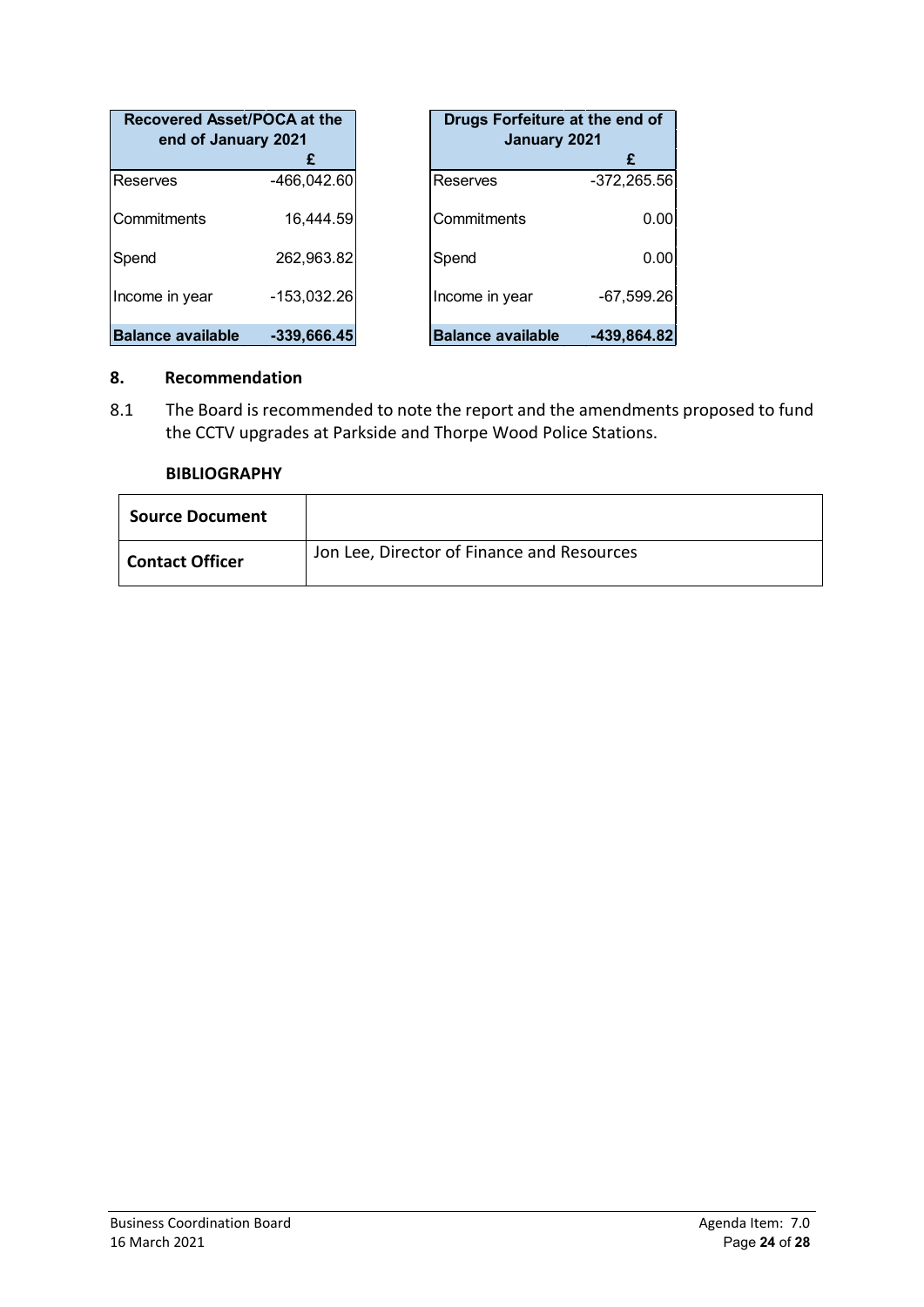| Recovered Asset/POCA at the end of January 2021 | £ |
|---|---|
| Reserves | -466,042.60 |
| Commitments | 16,444.59 |
| Spend | 262,963.82 |
| Income in year | -153,032.26 |
| **Balance available** | **-339,666.45** |

| Drugs Forfeiture at the end of January 2021 | £ |
|---|---|
| Reserves | -372,265.56 |
| Commitments | 0.00 |
| Spend | 0.00 |
| Income in year | -67,599.26 |
| **Balance available** | **-439,864.82** |

## 8. Recommendation

8.1 The Board is recommended to note the report and the amendments proposed to fund the CCTV upgrades at Parkside and Thorpe Wood Police Stations.

**BIBLIOGRAPHY**

| **Source Document** | |
|---|---|
| **Contact Officer** | Jon Lee, Director of Finance and Resources |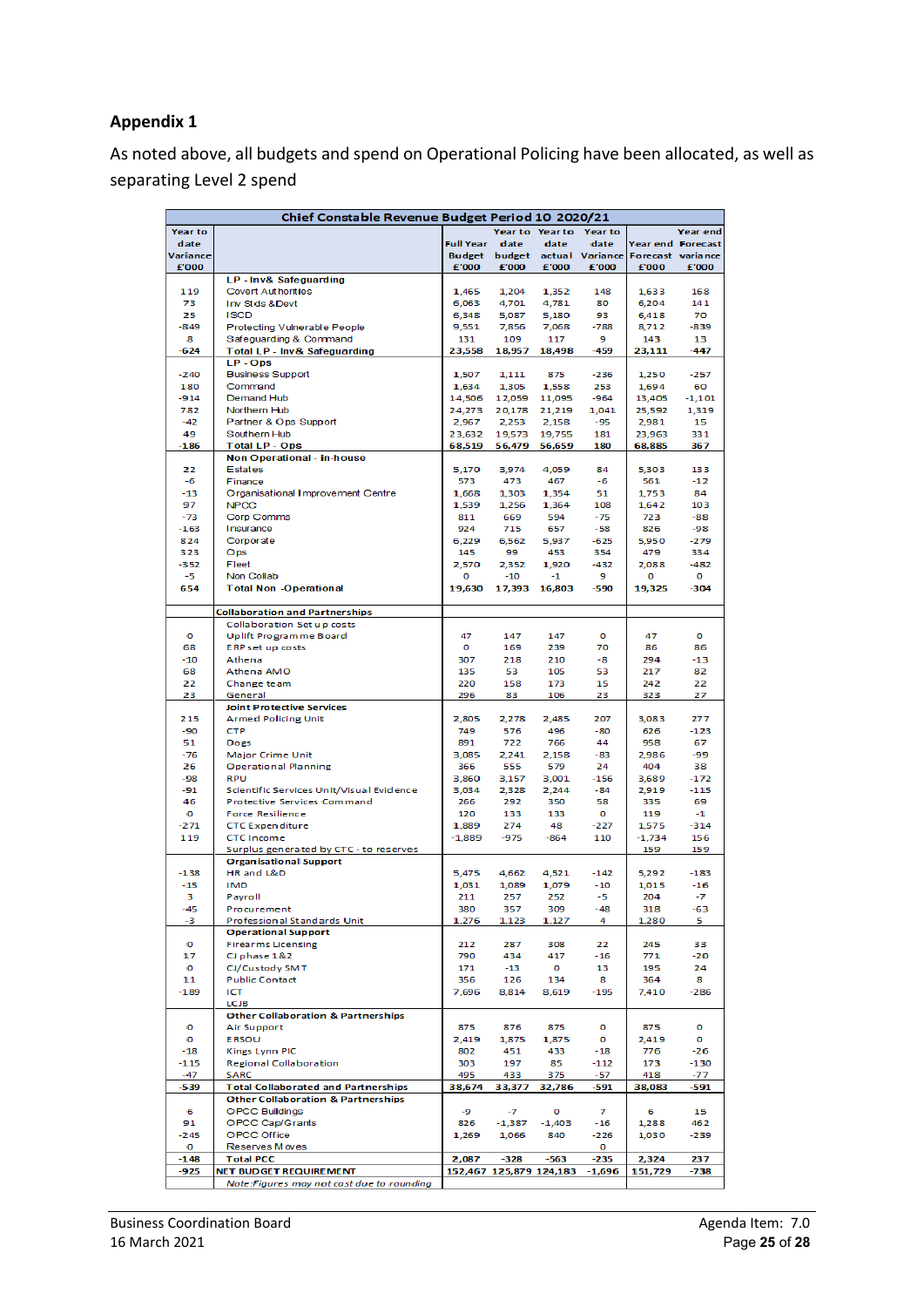## Appendix 1

As noted above, all budgets and spend on Operational Policing have been allocated, as well as separating Level 2 spend

| Chief Constable Revenue Budget Period 10 2020/21 | | | | | | | |
|---|---|---|---|---|---|---|---|
| Year to date Variance £'000 | | Full Year Budget £'000 | Year to date budget £'000 | Year to date actual £'000 | Year to date Variance £'000 | Year end Forecast £'000 | Year end Forecast variance £'000 |
| | **LP - Inv& Safeguarding** | | | | | | |
| 119 | Covert Authorities | 1,465 | 1,204 | 1,352 | 148 | 1,633 | 168 |
| 73 | Inv Stds &Devt | 6,063 | 4,701 | 4,781 | 80 | 6,204 | 141 |
| 25 | ISCD | 6,348 | 5,087 | 5,180 | 93 | 6,418 | 70 |
| -849 | Protecting Vulnerable People | 9,551 | 7,856 | 7,068 | -788 | 8,712 | -839 |
| 8 | Safeguarding & Command | 131 | 109 | 117 | 9 | 143 | 13 |
| -624 | **Total LP - Inv& Safeguarding** | 23,558 | 18,957 | 18,498 | -459 | 23,111 | -447 |
| | **LP - Ops** | | | | | | |
| -240 | Business Support | 1,507 | 1,111 | 875 | -236 | 1,250 | -257 |
| 180 | Command | 1,634 | 1,305 | 1,558 | 253 | 1,694 | 60 |
| -914 | Demand Hub | 14,506 | 12,059 | 11,095 | -964 | 13,405 | -1,101 |
| 782 | Northern Hub | 24,273 | 20,178 | 21,219 | 1,041 | 25,592 | 1,319 |
| -42 | Partner & Ops Support | 2,967 | 2,253 | 2,158 | -95 | 2,981 | 15 |
| 49 | Southern Hub | 23,632 | 19,573 | 19,755 | 181 | 23,963 | 331 |
| -186 | **Total LP - Ops** | 68,519 | 56,479 | 56,659 | 180 | 68,885 | 367 |
| | **Non Operational - in-house** | | | | | | |
| 22 | Estates | 5,170 | 3,974 | 4,059 | 84 | 5,303 | 133 |
| -6 | Finance | 573 | 473 | 467 | -6 | 561 | -12 |
| -13 | Organisational Improvement Centre | 1,668 | 1,303 | 1,354 | 51 | 1,753 | 84 |
| 97 | NPCC | 1,539 | 1,256 | 1,364 | 108 | 1,642 | 103 |
| -73 | Corp Comms | 811 | 669 | 594 | -75 | 723 | -88 |
| -163 | Insurance | 924 | 715 | 657 | -58 | 826 | -98 |
| 824 | Corporate | 6,229 | 6,562 | 5,937 | -625 | 5,950 | -279 |
| 323 | Ops | 145 | 99 | 453 | 354 | 479 | 334 |
| -352 | Fleet | 2,570 | 2,352 | 1,920 | -432 | 2,088 | -482 |
| -5 | Non Collab | 0 | -10 | -1 | 9 | 0 | 0 |
| 654 | **Total Non -Operational** | 19,630 | 17,393 | 16,803 | -590 | 19,325 | -304 |
| | **Collaboration and Partnerships** | | | | | | |
| | Collaboration Set up costs | | | | | | |
| 0 | Uplift Programme Board | 47 | 147 | 147 | 0 | 47 | 0 |
| 68 | ERP set up costs | 0 | 169 | 239 | 70 | 86 | 86 |
| -10 | Athena | 307 | 218 | 210 | -8 | 294 | -13 |
| 68 | Athena AMO | 135 | 53 | 105 | 53 | 217 | 82 |
| 22 | Change team | 220 | 158 | 173 | 15 | 242 | 22 |
| 23 | General | 296 | 83 | 106 | 23 | 323 | 27 |
| | **Joint Protective Services** | | | | | | |
| 215 | Armed Policing Unit | 2,805 | 2,278 | 2,485 | 207 | 3,083 | 277 |
| -90 | CTP | 749 | 576 | 496 | -80 | 626 | -123 |
| 51 | Dogs | 891 | 722 | 766 | 44 | 958 | 67 |
| -76 | Major Crime Unit | 3,085 | 2,241 | 2,158 | -83 | 2,986 | -99 |
| 26 | Operational Planning | 366 | 555 | 579 | 24 | 404 | 38 |
| -98 | RPU | 3,860 | 3,157 | 3,001 | -156 | 3,689 | -172 |
| -91 | Scientific Services Unit/Visual Evidence | 3,034 | 2,328 | 2,244 | -84 | 2,919 | -115 |
| 46 | Protective Services Command | 266 | 292 | 350 | 58 | 335 | 69 |
| 0 | Force Resilience | 120 | 133 | 133 | 0 | 119 | -1 |
| -271 | CTC Expenditure | 1,889 | 274 | 48 | -227 | 1,575 | -314 |
| 119 | CTC Income | -1,889 | -975 | -864 | 110 | -1,734 | 156 |
| | Surplus generated by CTC - to reserves | | | | | 159 | 159 |
| | **Organisational Support** | | | | | | |
| -138 | HR and L&D | 5,475 | 4,662 | 4,521 | -142 | 5,292 | -183 |
| -15 | IMD | 1,031 | 1,089 | 1,079 | -10 | 1,015 | -16 |
| 3 | Payroll | 211 | 257 | 252 | -5 | 204 | -7 |
| -45 | Procurement | 380 | 357 | 309 | -48 | 318 | -63 |
| -3 | Professional Standards Unit | 1,276 | 1,123 | 1,127 | 4 | 1,280 | 5 |
| | **Operational Support** | | | | | | |
| 0 | Firearms Licensing | 212 | 287 | 308 | 22 | 245 | 33 |
| 17 | CJ phase 1&2 | 790 | 434 | 417 | -16 | 771 | -20 |
| 0 | CJ/Custody SMT | 171 | -13 | 0 | 13 | 195 | 24 |
| 11 | Public Contact | 356 | 126 | 134 | 8 | 364 | 8 |
| -189 | ICT | 7,696 | 8,814 | 8,619 | -195 | 7,410 | -286 |
| | LCJB | | | | | | |
| | **Other Collaboration & Partnerships** | | | | | | |
| 0 | Air Support | 875 | 876 | 875 | 0 | 875 | 0 |
| 0 | ERSOU | 2,419 | 1,875 | 1,875 | 0 | 2,419 | 0 |
| -18 | Kings Lynn PIC | 802 | 451 | 433 | -18 | 776 | -26 |
| -115 | Regional Collaboration | 303 | 197 | 85 | -112 | 173 | -130 |
| -47 | SARC | 495 | 433 | 375 | -57 | 418 | -77 |
| -539 | **Total Collaborated and Partnerships** | 38,674 | 33,377 | 32,786 | -591 | 38,083 | -591 |
| | **Other Collaboration & Partnerships** | | | | | | |
| 6 | OPCC Buildings | -9 | -7 | 0 | 7 | 6 | 15 |
| 91 | OPCC Cap/Grants | 826 | -1,387 | -1,403 | -16 | 1,288 | 462 |
| -245 | OPCC Office | 1,269 | 1,066 | 840 | -226 | 1,030 | -239 |
| 0 | Reserves Moves | | | | 0 | | |
| -148 | **Total PCC** | 2,087 | -328 | -563 | -235 | 2,324 | 237 |
| -925 | **NET BUDGET REQUIREMENT** | 152,467 | 125,879 | 124,183 | -1,696 | 151,729 | -738 |
| | *Note: Figures may not cast due to rounding* | | | | | | |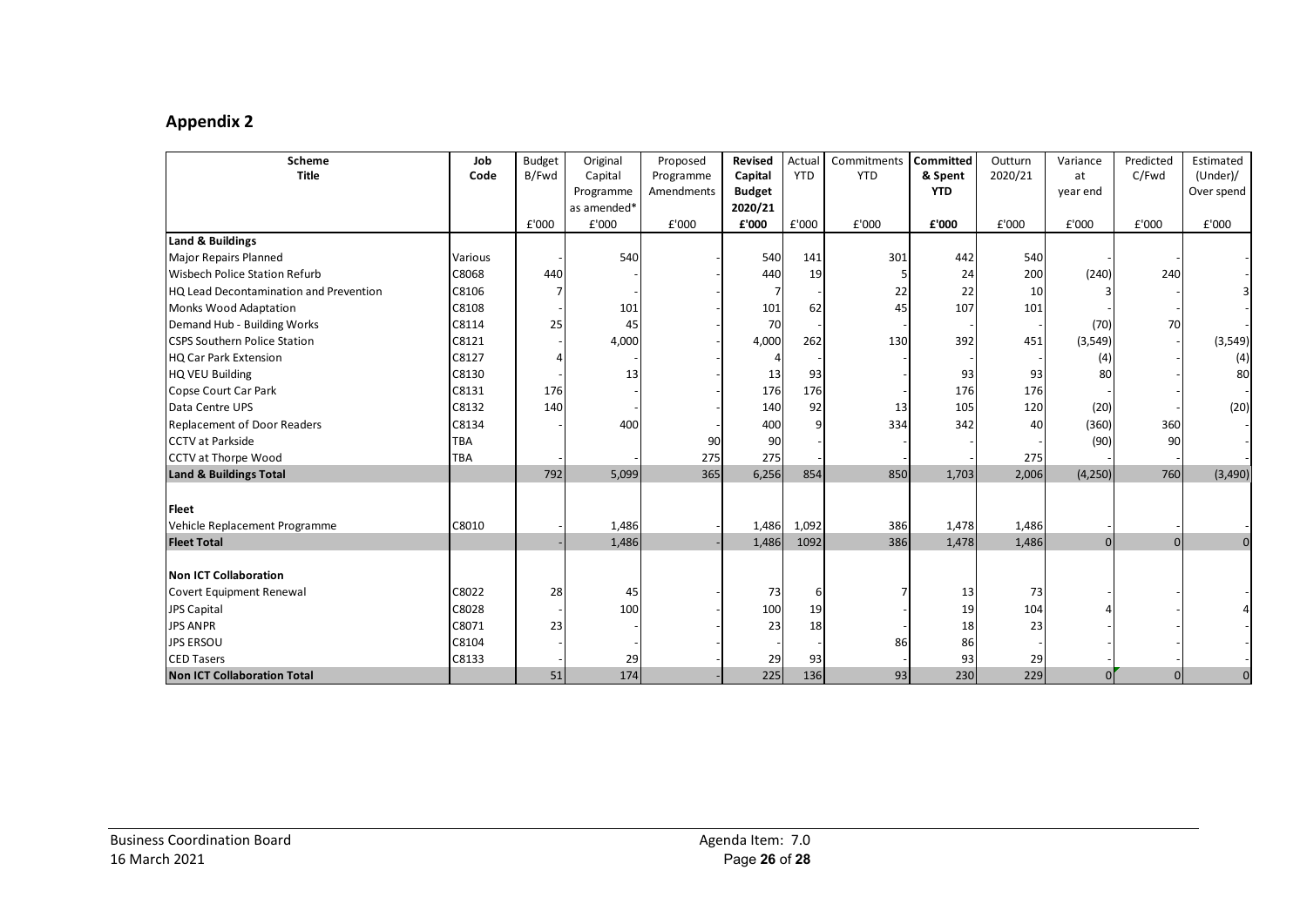## Appendix 2

| Scheme Title | Job Code | Budget B/Fwd | Original Capital Programme as amended* | Proposed Programme Amendments | Revised Capital Budget 2020/21 | Actual YTD | Commitments YTD | Committed & Spent YTD | Outturn 2020/21 | Variance at year end | Predicted C/Fwd | Estimated (Under)/ Over spend |
|---|---|---|---|---|---|---|---|---|---|---|---|---|
| | | £'000 | £'000 | £'000 | £'000 | £'000 | £'000 | £'000 | £'000 | £'000 | £'000 | £'000 |
| **Land & Buildings** | | | | | | | | | | | | |
| Major Repairs Planned | Various | - | 540 | - | 540 | 141 | 301 | 442 | 540 | - | - | - |
| Wisbech Police Station Refurb | C8068 | 440 | - | - | 440 | 19 | 5 | 24 | 200 | (240) | 240 | - |
| HQ Lead Decontamination and Prevention | C8106 | 7 | - | - | 7 | - | 22 | 22 | 10 | 3 | - | 3 |
| Monks Wood Adaptation | C8108 | - | 101 | - | 101 | 62 | 45 | 107 | 101 | - | - | - |
| Demand Hub - Building Works | C8114 | 25 | 45 | - | 70 | - | - | - | - | (70) | 70 | - |
| CSPS Southern Police Station | C8121 | - | 4,000 | - | 4,000 | 262 | 130 | 392 | 451 | (3,549) | - | (3,549) |
| HQ Car Park Extension | C8127 | 4 | - | - | 4 | - | - | - | - | (4) | - | (4) |
| HQ VEU Building | C8130 | - | 13 | - | 13 | 93 | - | 93 | 93 | 80 | - | 80 |
| Copse Court Car Park | C8131 | 176 | - | - | 176 | 176 | - | 176 | 176 | - | - | - |
| Data Centre UPS | C8132 | 140 | - | - | 140 | 92 | 13 | 105 | 120 | (20) | - | (20) |
| Replacement of Door Readers | C8134 | - | 400 | - | 400 | 9 | 334 | 342 | 40 | (360) | 360 | - |
| CCTV at Parkside | TBA | | | 90 | 90 | - | - | - | - | (90) | 90 | - |
| CCTV at Thorpe Wood | TBA | - | - | 275 | 275 | - | - | - | 275 | - | - | - |
| **Land & Buildings Total** | | 792 | 5,099 | 365 | 6,256 | 854 | 850 | 1,703 | 2,006 | (4,250) | 760 | (3,490) |
| | | | | | | | | | | | | |
| **Fleet** | | | | | | | | | | | | |
| Vehicle Replacement Programme | C8010 | - | 1,486 | - | 1,486 | 1,092 | 386 | 1,478 | 1,486 | - | - | - |
| **Fleet Total** | | - | 1,486 | - | 1,486 | 1092 | 386 | 1,478 | 1,486 | 0 | 0 | 0 |
| | | | | | | | | | | | | |
| **Non ICT Collaboration** | | | | | | | | | | | | |
| Covert Equipment Renewal | C8022 | 28 | 45 | - | 73 | 6 | 7 | 13 | 73 | - | - | - |
| JPS Capital | C8028 | - | 100 | - | 100 | 19 | - | 19 | 104 | 4 | - | 4 |
| JPS ANPR | C8071 | 23 | - | - | 23 | 18 | - | 18 | 23 | - | - | - |
| JPS ERSOU | C8104 | - | - | - | - | - | 86 | 86 | - | - | - | - |
| CED Tasers | C8133 | - | 29 | - | 29 | 93 | - | 93 | 29 | - | - | - |
| **Non ICT Collaboration Total** | | 51 | 174 | - | 225 | 136 | 93 | 230 | 229 | 0 | 0 | 0 |

Business Coordination Board
16 March 2021

Agenda Item: 7.0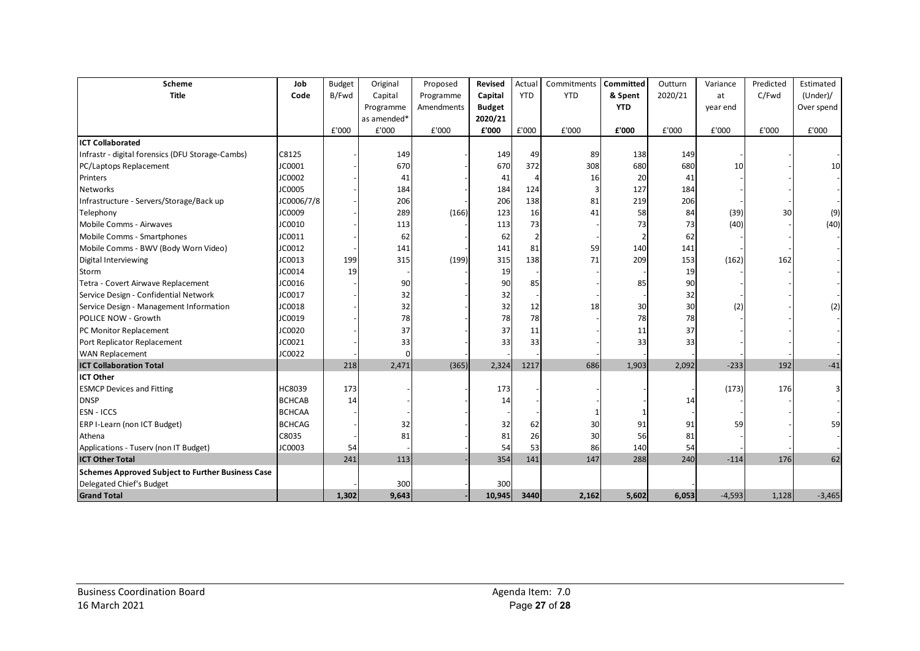| Scheme Title | Job Code | Budget B/Fwd | Original Capital Programme as amended* | Proposed Programme Amendments | Revised Capital Budget 2020/21 | Actual YTD | Commitments YTD | Committed & Spent YTD | Outturn 2020/21 | Variance at year end | Predicted C/Fwd | Estimated (Under)/ Over spend |
|---|---|---|---|---|---|---|---|---|---|---|---|---|
| | | £'000 | £'000 | £'000 | £'000 | £'000 | £'000 | £'000 | £'000 | £'000 | £'000 | £'000 |
| **ICT Collaborated** | | | | | | | | | | | | |
| Infrastr - digital forensics (DFU Storage-Cambs) | C8125 | - | 149 | - | 149 | 49 | 89 | 138 | 149 | - | - | - |
| PC/Laptops Replacement | JC0001 | - | 670 | - | 670 | 372 | 308 | 680 | 680 | 10 | - | 10 |
| Printers | JC0002 | - | 41 | - | 41 | 4 | 16 | 20 | 41 | - | - | - |
| Networks | JC0005 | - | 184 | - | 184 | 124 | 3 | 127 | 184 | - | - | - |
| Infrastructure - Servers/Storage/Back up | JC0006/7/8 | - | 206 | - | 206 | 138 | 81 | 219 | 206 | - | - | - |
| Telephony | JC0009 | - | 289 | (166) | 123 | 16 | 41 | 58 | 84 | (39) | 30 | (9) |
| Mobile Comms - Airwaves | JC0010 | - | 113 | - | 113 | 73 | - | 73 | 73 | (40) | - | (40) |
| Mobile Comms - Smartphones | JC0011 | - | 62 | - | 62 | 2 | - | 2 | 62 | - | - | - |
| Mobile Comms - BWV (Body Worn Video) | JC0012 | - | 141 | - | 141 | 81 | 59 | 140 | 141 | - | - | - |
| Digital Interviewing | JC0013 | 199 | 315 | (199) | 315 | 138 | 71 | 209 | 153 | (162) | 162 | - |
| Storm | JC0014 | 19 | - | - | 19 | - | - | - | 19 | - | - | - |
| Tetra - Covert Airwave Replacement | JC0016 | - | 90 | - | 90 | 85 | - | 85 | 90 | - | - | - |
| Service Design - Confidential Network | JC0017 | - | 32 | - | 32 | - | - | - | 32 | - | - | - |
| Service Design - Management Information | JC0018 | - | 32 | - | 32 | 12 | 18 | 30 | 30 | (2) | - | (2) |
| POLICE NOW - Growth | JC0019 | - | 78 | - | 78 | 78 | - | 78 | 78 | - | - | - |
| PC Monitor Replacement | JC0020 | - | 37 | - | 37 | 11 | - | 11 | 37 | - | - | - |
| Port Replicator Replacement | JC0021 | - | 33 | - | 33 | 33 | - | 33 | 33 | - | - | - |
| WAN Replacement | JC0022 | - | 0 | - | - | - | - | - | - | - | - | - |
| **ICT Collaboration Total** | | 218 | 2,471 | (365) | 2,324 | 1217 | 686 | 1,903 | 2,092 | -233 | 192 | -41 |
| **ICT Other** | | | | | | | | | | | | |
| ESMCP Devices and Fitting | HC8039 | 173 | - | - | 173 | - | - | - | - | (173) | 176 | 3 |
| DNSP | BCHCAB | 14 | - | - | 14 | - | - | - | 14 | - | - | - |
| ESN - ICCS | BCHCAA | - | - | - | - | - | 1 | 1 | - | - | - | - |
| ERP I-Learn (non ICT Budget) | BCHCAG | - | 32 | - | 32 | 62 | 30 | 91 | 91 | 59 | - | 59 |
| Athena | C8035 | - | 81 | - | 81 | 26 | 30 | 56 | 81 | - | - | - |
| Applications - Tuserv (non IT Budget) | JC0003 | 54 | - | - | 54 | 53 | 86 | 140 | 54 | - | - | - |
| **ICT Other Total** | | 241 | 113 | - | 354 | 141 | 147 | 288 | 240 | -114 | 176 | 62 |
| **Schemes Approved Subject to Further Business Case** | | | | | | | | | | | | |
| Delegated Chief's Budget | | - | 300 | - | 300 | | | | - | | | |
| **Grand Total** | | **1,302** | **9,643** | **-** | **10,945** | **3440** | **2,162** | **5,602** | **6,053** | **-4,593** | **1,128** | **-3,465** |

Business Coordination Board
16 March 2021

Agenda Item: 7.0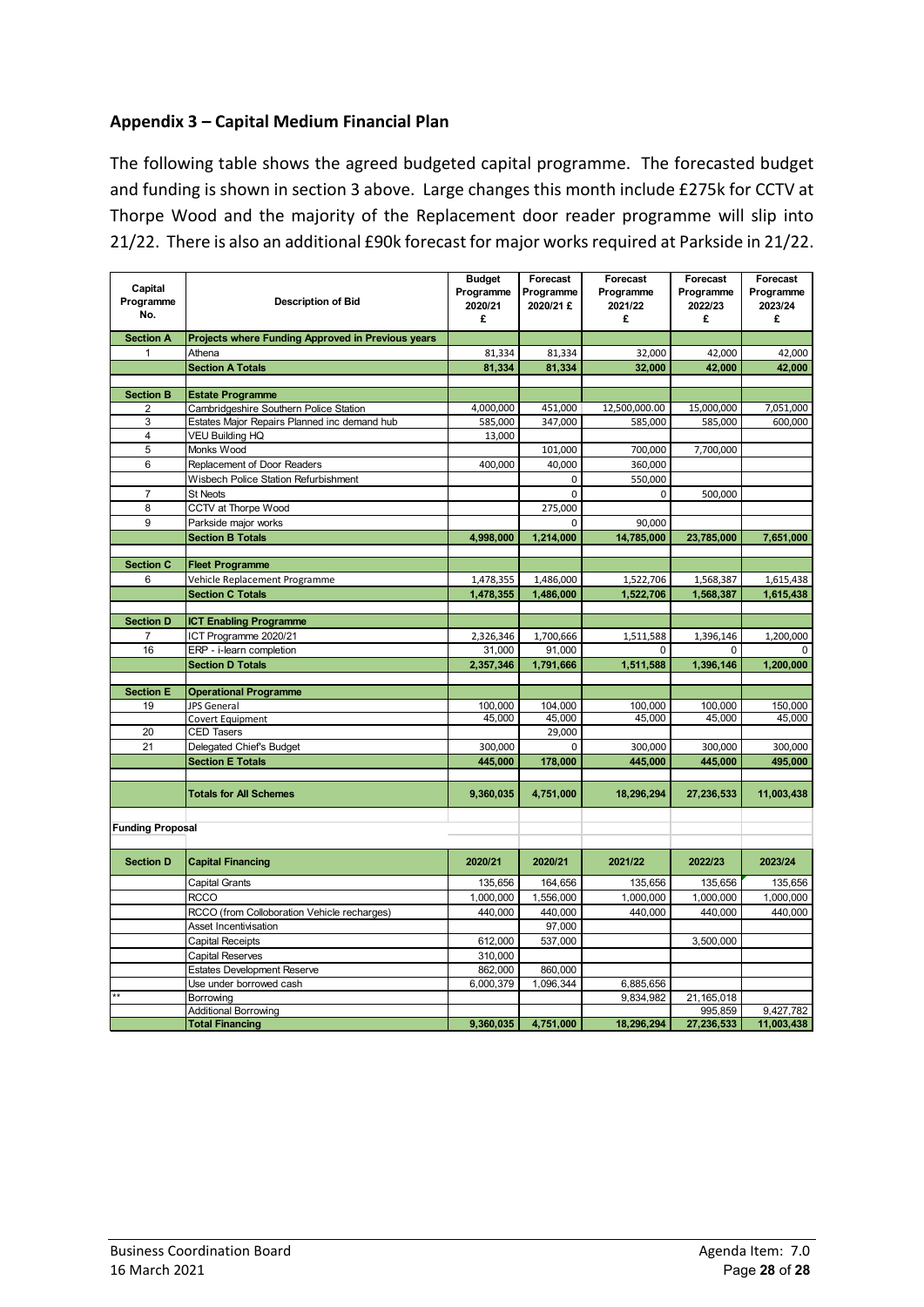## Appendix 3 – Capital Medium Financial Plan

The following table shows the agreed budgeted capital programme. The forecasted budget and funding is shown in section 3 above. Large changes this month include £275k for CCTV at Thorpe Wood and the majority of the Replacement door reader programme will slip into 21/22. There is also an additional £90k forecast for major works required at Parkside in 21/22.

| Capital Programme No. | Description of Bid | Budget Programme 2020/21 £ | Forecast Programme 2020/21 £ | Forecast Programme 2021/22 £ | Forecast Programme 2022/23 £ | Forecast Programme 2023/24 £ |
|---|---|---|---|---|---|---|
| **Section A** | **Projects where Funding Approved in Previous years** | | | | | |
| 1 | Athena | 81,334 | 81,334 | 32,000 | 42,000 | 42,000 |
| | **Section A Totals** | **81,334** | **81,334** | **32,000** | **42,000** | **42,000** |
| | | | | | | |
| **Section B** | **Estate Programme** | | | | | |
| 2 | Cambridgeshire Southern Police Station | 4,000,000 | 451,000 | 12,500,000.00 | 15,000,000 | 7,051,000 |
| 3 | Estates Major Repairs Planned inc demand hub | 585,000 | 347,000 | 585,000 | 585,000 | 600,000 |
| 4 | VEU Building HQ | 13,000 | | | | |
| 5 | Monks Wood | | 101,000 | 700,000 | 7,700,000 | |
| 6 | Replacement of Door Readers | 400,000 | 40,000 | 360,000 | | |
| | Wisbech Police Station Refurbishment | | 0 | 550,000 | | |
| 7 | St Neots | | 0 | 0 | 500,000 | |
| 8 | CCTV at Thorpe Wood | | 275,000 | | | |
| 9 | Parkside major works | | 0 | 90,000 | | |
| | **Section B Totals** | **4,998,000** | **1,214,000** | **14,785,000** | **23,785,000** | **7,651,000** |
| | | | | | | |
| **Section C** | **Fleet Programme** | | | | | |
| 6 | Vehicle Replacement Programme | 1,478,355 | 1,486,000 | 1,522,706 | 1,568,387 | 1,615,438 |
| | **Section C Totals** | **1,478,355** | **1,486,000** | **1,522,706** | **1,568,387** | **1,615,438** |
| | | | | | | |
| **Section D** | **ICT Enabling Programme** | | | | | |
| 7 | ICT Programme 2020/21 | 2,326,346 | 1,700,666 | 1,511,588 | 1,396,146 | 1,200,000 |
| 16 | ERP - i-learn completion | 31,000 | 91,000 | 0 | 0 | 0 |
| | **Section D Totals** | **2,357,346** | **1,791,666** | **1,511,588** | **1,396,146** | **1,200,000** |
| | | | | | | |
| **Section E** | **Operational Programme** | | | | | |
| 19 | JPS General | 100,000 | 104,000 | 100,000 | 100,000 | 150,000 |
| | Covert Equipment | 45,000 | 45,000 | 45,000 | 45,000 | 45,000 |
| 20 | CED Tasers | | 29,000 | | | |
| 21 | Delegated Chief's Budget | 300,000 | 0 | 300,000 | 300,000 | 300,000 |
| | **Section E Totals** | **445,000** | **178,000** | **445,000** | **445,000** | **495,000** |
| | | | | | | |
| | **Totals for All Schemes** | **9,360,035** | **4,751,000** | **18,296,294** | **27,236,533** | **11,003,438** |
| | | | | | | |
| **Funding Proposal** | | | | | | |
| | | | | | | |
| **Section D** | **Capital Financing** | **2020/21** | **2020/21** | **2021/22** | **2022/23** | **2023/24** |
| | Capital Grants | 135,656 | 164,656 | 135,656 | 135,656 | 135,656 |
| | RCCO | 1,000,000 | 1,556,000 | 1,000,000 | 1,000,000 | 1,000,000 |
| | RCCO (from Colloboration Vehicle recharges) | 440,000 | 440,000 | 440,000 | 440,000 | 440,000 |
| | Asset Incentivisation | | 97,000 | | | |
| | Capital Receipts | 612,000 | 537,000 | | 3,500,000 | |
| | Capital Reserves | 310,000 | | | | |
| | Estates Development Reserve | 862,000 | 860,000 | | | |
| | Use under borrowed cash | 6,000,379 | 1,096,344 | 6,885,656 | | |
| ** | Borrowing | | | 9,834,982 | 21,165,018 | |
| | Additional Borrowing | | | | 995,859 | 9,427,782 |
| | **Total Financing** | **9,360,035** | **4,751,000** | **18,296,294** | **27,236,533** | **11,003,438** |